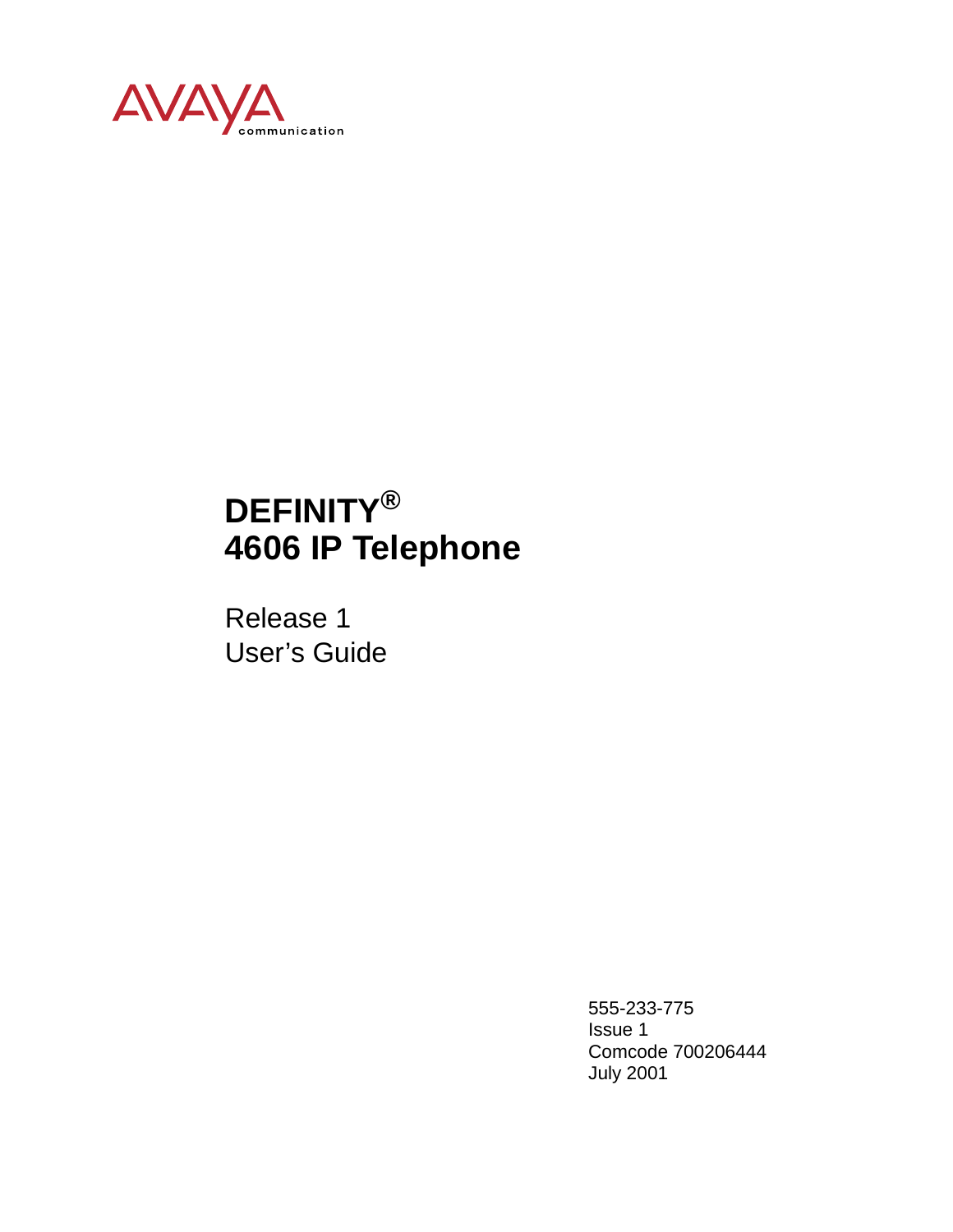AVAYA
communication

# DEFINITY®
# 4606 IP Telephone

Release 1
User's Guide

555-233-775
Issue 1
Comcode 700206444
July 2001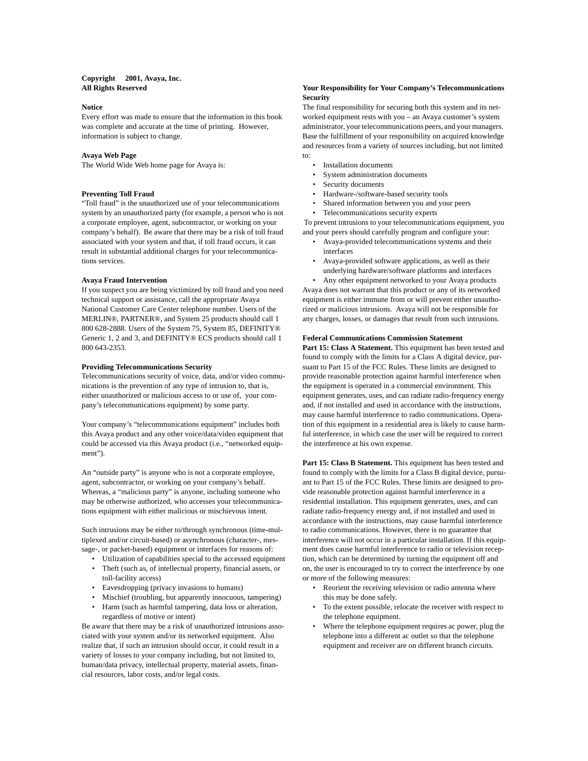**Copyright 2001, Avaya, Inc.**
**All Rights Reserved**

**Notice**

Every effort was made to ensure that the information in this book was complete and accurate at the time of printing. However, information is subject to change.

**Avaya Web Page**

The World Wide Web home page for Avaya is:

**Preventing Toll Fraud**

"Toll fraud" is the unauthorized use of your telecommunications system by an unauthorized party (for example, a person who is not a corporate employee, agent, subcontractor, or working on your company's behalf). Be aware that there may be a risk of toll fraud associated with your system and that, if toll fraud occurs, it can result in substantial additional charges for your telecommunications services.

**Avaya Fraud Intervention**

If you suspect you are being victimized by toll fraud and you need technical support or assistance, call the appropriate Avaya National Customer Care Center telephone number. Users of the MERLIN®, PARTNER®, and System 25 products should call 1 800 628-2888. Users of the System 75, System 85, DEFINITY® Generic 1, 2 and 3, and DEFINITY® ECS products should call 1 800 643-2353.

**Providing Telecommunications Security**

Telecommunications security of voice, data, and/or video communications is the prevention of any type of intrusion to, that is, either unauthorized or malicious access to or use of, your company's telecommunications equipment) by some party.

Your company's "telecommunications equipment" includes both this Avaya product and any other voice/data/video equipment that could be accessed via this Avaya product (i.e., "networked equipment").

An "outside party" is anyone who is not a corporate employee, agent, subcontractor, or working on your company's behalf. Whereas, a "malicious party" is anyone, including someone who may be otherwise authorized, who accesses your telecommunications equipment with either malicious or mischievous intent.

Such intrusions may be either to/through synchronous (time-multiplexed and/or circuit-based) or asynchronous (character-, message-, or packet-based) equipment or interfaces for reasons of:

- Utilization of capabilities special to the accessed equipment
- Theft (such as, of intellectual property, financial assets, or toll-facility access)
- Eavesdropping (privacy invasions to humans)
- Mischief (troubling, but apparently innocuous, tampering)
- Harm (such as harmful tampering, data loss or alteration, regardless of motive or intent)

Be aware that there may be a risk of unauthorized intrusions associated with your system and/or its networked equipment. Also realize that, if such an intrusion should occur, it could result in a variety of losses to your company including, but not limited to, human/data privacy, intellectual property, material assets, financial resources, labor costs, and/or legal costs.

**Your Responsibility for Your Company's Telecommunications Security**

The final responsibility for securing both this system and its networked equipment rests with you – an Avaya customer's system administrator, your telecommunications peers, and your managers. Base the fulfillment of your responsibility on acquired knowledge and resources from a variety of sources including, but not limited to:

- Installation documents
- System administration documents
- Security documents
- Hardware-/software-based security tools
- Shared information between you and your peers
- Telecommunications security experts

To prevent intrusions to your telecommunications equipment, you and your peers should carefully program and configure your:

- Avaya-provided telecommunications systems and their interfaces
- Avaya-provided software applications, as well as their underlying hardware/software platforms and interfaces
- Any other equipment networked to your Avaya products

Avaya does not warrant that this product or any of its networked equipment is either immune from or will prevent either unauthorized or malicious intrusions. Avaya will not be responsible for any charges, losses, or damages that result from such intrusions.

**Federal Communications Commission Statement**

**Part 15: Class A Statement.** This equipment has been tested and found to comply with the limits for a Class A digital device, pursuant to Part 15 of the FCC Rules. These limits are designed to provide reasonable protection against harmful interference when the equipment is operated in a commercial environment. This equipment generates, uses, and can radiate radio-frequency energy and, if not installed and used in accordance with the instructions, may cause harmful interference to radio communications. Operation of this equipment in a residential area is likely to cause harmful interference, in which case the user will be required to correct the interference at his own expense.

**Part 15: Class B Statement.** This equipment has been tested and found to comply with the limits for a Class B digital device, pursuant to Part 15 of the FCC Rules. These limits are designed to provide reasonable protection against harmful interference in a residential installation. This equipment generates, uses, and can radiate radio-frequency energy and, if not installed and used in accordance with the instructions, may cause harmful interference to radio communications. However, there is no guarantee that interference will not occur in a particular installation. If this equipment does cause harmful interference to radio or television reception, which can be determined by turning the equipment off and on, the user is encouraged to try to correct the interference by one or more of the following measures:

- Reorient the receiving television or radio antenna where this may be done safely.
- To the extent possible, relocate the receiver with respect to the telephone equipment.
- Where the telephone equipment requires ac power, plug the telephone into a different ac outlet so that the telephone equipment and receiver are on different branch circuits.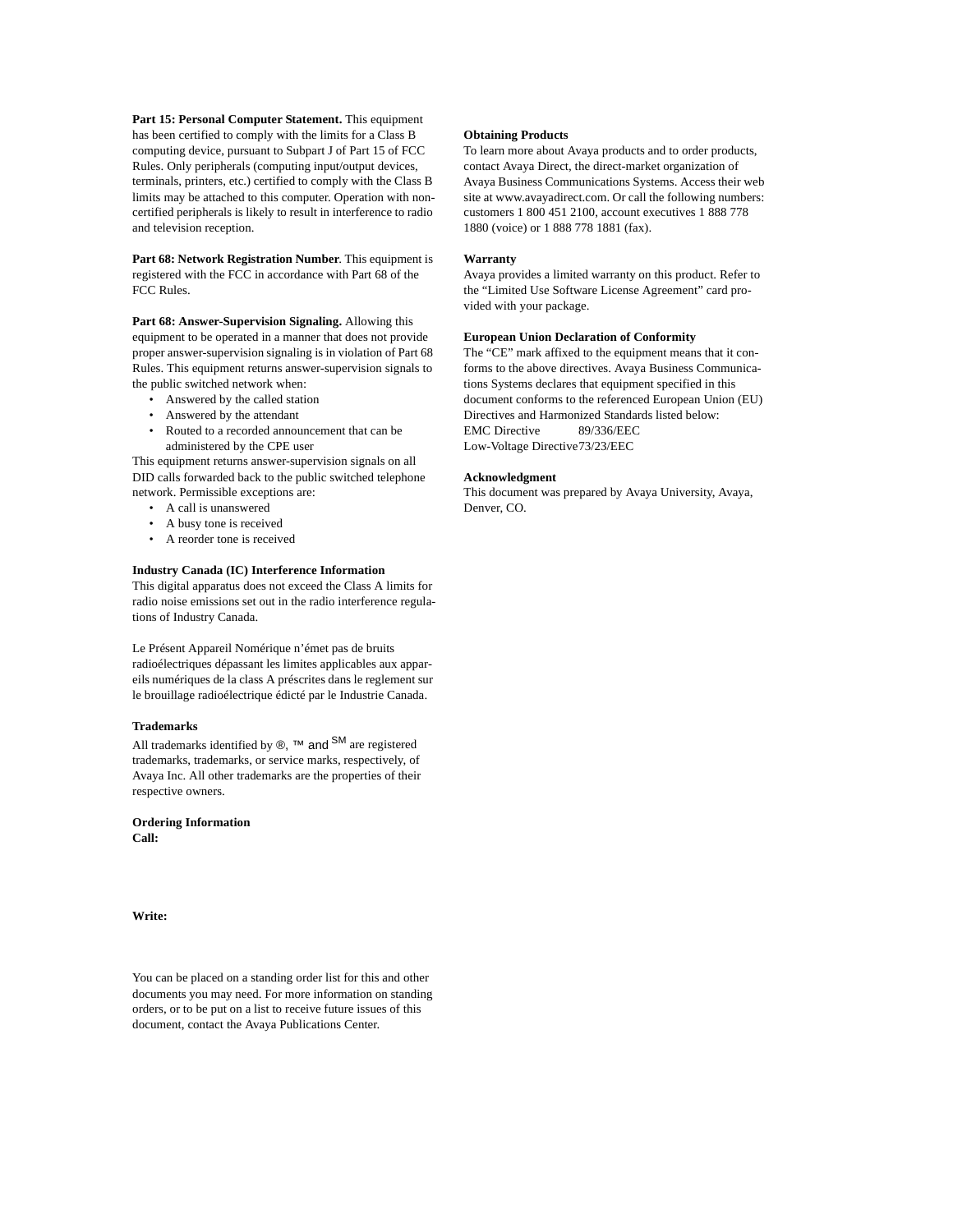**Part 15: Personal Computer Statement.** This equipment has been certified to comply with the limits for a Class B computing device, pursuant to Subpart J of Part 15 of FCC Rules. Only peripherals (computing input/output devices, terminals, printers, etc.) certified to comply with the Class B limits may be attached to this computer. Operation with non-certified peripherals is likely to result in interference to radio and television reception.

**Part 68: Network Registration Number**. This equipment is registered with the FCC in accordance with Part 68 of the FCC Rules.

**Part 68: Answer-Supervision Signaling.** Allowing this equipment to be operated in a manner that does not provide proper answer-supervision signaling is in violation of Part 68 Rules. This equipment returns answer-supervision signals to the public switched network when:

- Answered by the called station
- Answered by the attendant
- Routed to a recorded announcement that can be administered by the CPE user

This equipment returns answer-supervision signals on all DID calls forwarded back to the public switched telephone network. Permissible exceptions are:

- A call is unanswered
- A busy tone is received
- A reorder tone is received

**Industry Canada (IC) Interference Information**

This digital apparatus does not exceed the Class A limits for radio noise emissions set out in the radio interference regulations of Industry Canada.

Le Présent Appareil Nomérique n'émet pas de bruits radioélectriques dépassant les limites applicables aux appareils numériques de la class A préscrites dans le reglement sur le brouillage radioélectrique édicté par le Industrie Canada.

**Trademarks**

All trademarks identified by ®, ™ and SM are registered trademarks, trademarks, or service marks, respectively, of Avaya Inc. All other trademarks are the properties of their respective owners.

**Ordering Information**

**Call:**

**Write:**

You can be placed on a standing order list for this and other documents you may need. For more information on standing orders, or to be put on a list to receive future issues of this document, contact the Avaya Publications Center.

**Obtaining Products**

To learn more about Avaya products and to order products, contact Avaya Direct, the direct-market organization of Avaya Business Communications Systems. Access their web site at www.avayadirect.com. Or call the following numbers: customers 1 800 451 2100, account executives 1 888 778 1880 (voice) or 1 888 778 1881 (fax).

**Warranty**

Avaya provides a limited warranty on this product. Refer to the "Limited Use Software License Agreement" card provided with your package.

**European Union Declaration of Conformity**

The "CE" mark affixed to the equipment means that it conforms to the above directives. Avaya Business Communications Systems declares that equipment specified in this document conforms to the referenced European Union (EU) Directives and Harmonized Standards listed below:

EMC Directive 89/336/EEC
Low-Voltage Directive 73/23/EEC

**Acknowledgment**

This document was prepared by Avaya University, Avaya, Denver, CO.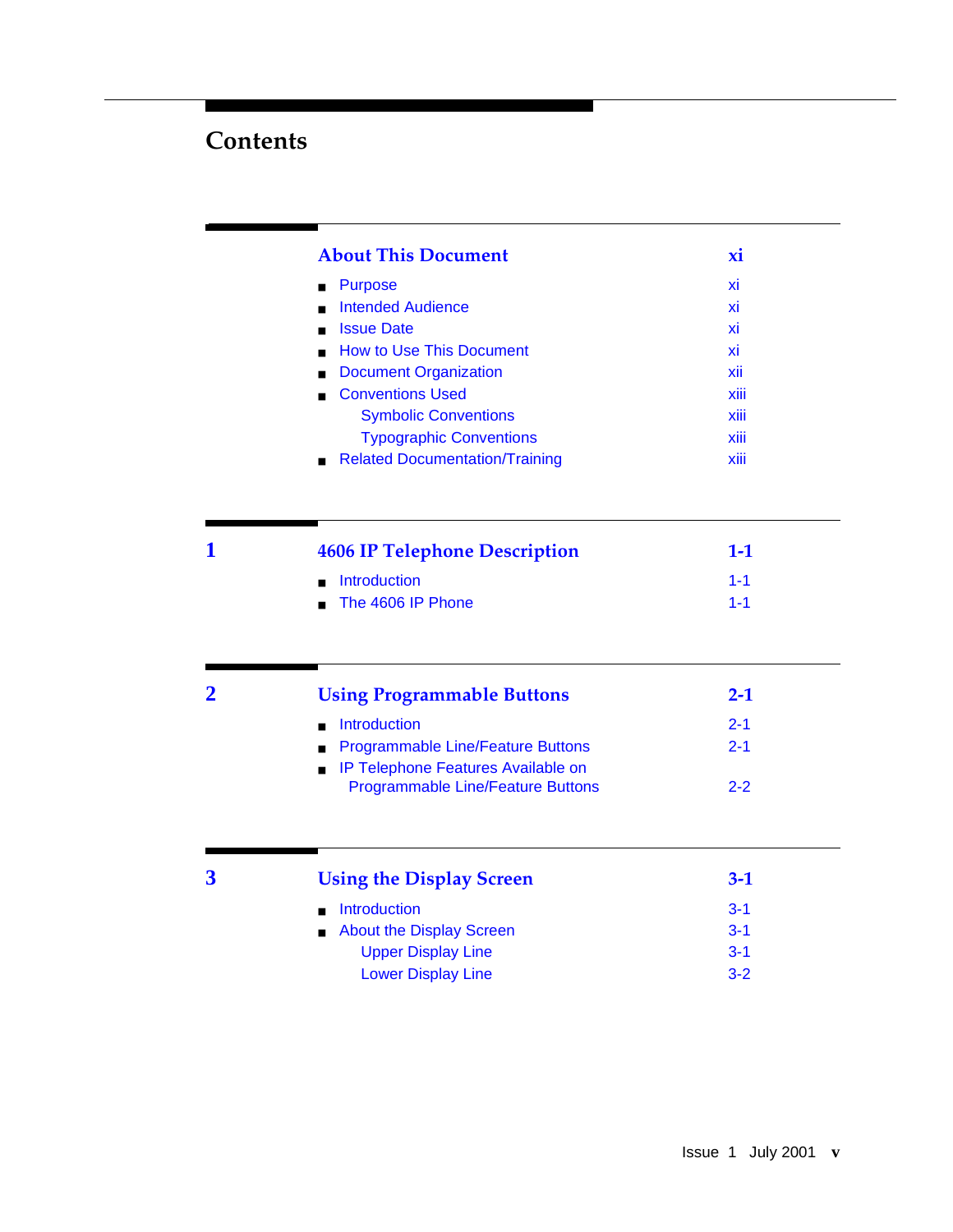# Contents

| | | |
|---|---|---|
| | **About This Document** | **xi** |
| | ■ Purpose | xi |
| | ■ Intended Audience | xi |
| | ■ Issue Date | xi |
| | ■ How to Use This Document | xi |
| | ■ Document Organization | xii |
| | ■ Conventions Used | xiii |
| | Symbolic Conventions | xiii |
| | Typographic Conventions | xiii |
| | ■ Related Documentation/Training | xiii |
| **1** | **4606 IP Telephone Description** | **1-1** |
| | ■ Introduction | 1-1 |
| | ■ The 4606 IP Phone | 1-1 |
| **2** | **Using Programmable Buttons** | **2-1** |
| | ■ Introduction | 2-1 |
| | ■ Programmable Line/Feature Buttons | 2-1 |
| | ■ IP Telephone Features Available on Programmable Line/Feature Buttons | 2-2 |
| **3** | **Using the Display Screen** | **3-1** |
| | ■ Introduction | 3-1 |
| | ■ About the Display Screen | 3-1 |
| | Upper Display Line | 3-1 |
| | Lower Display Line | 3-2 |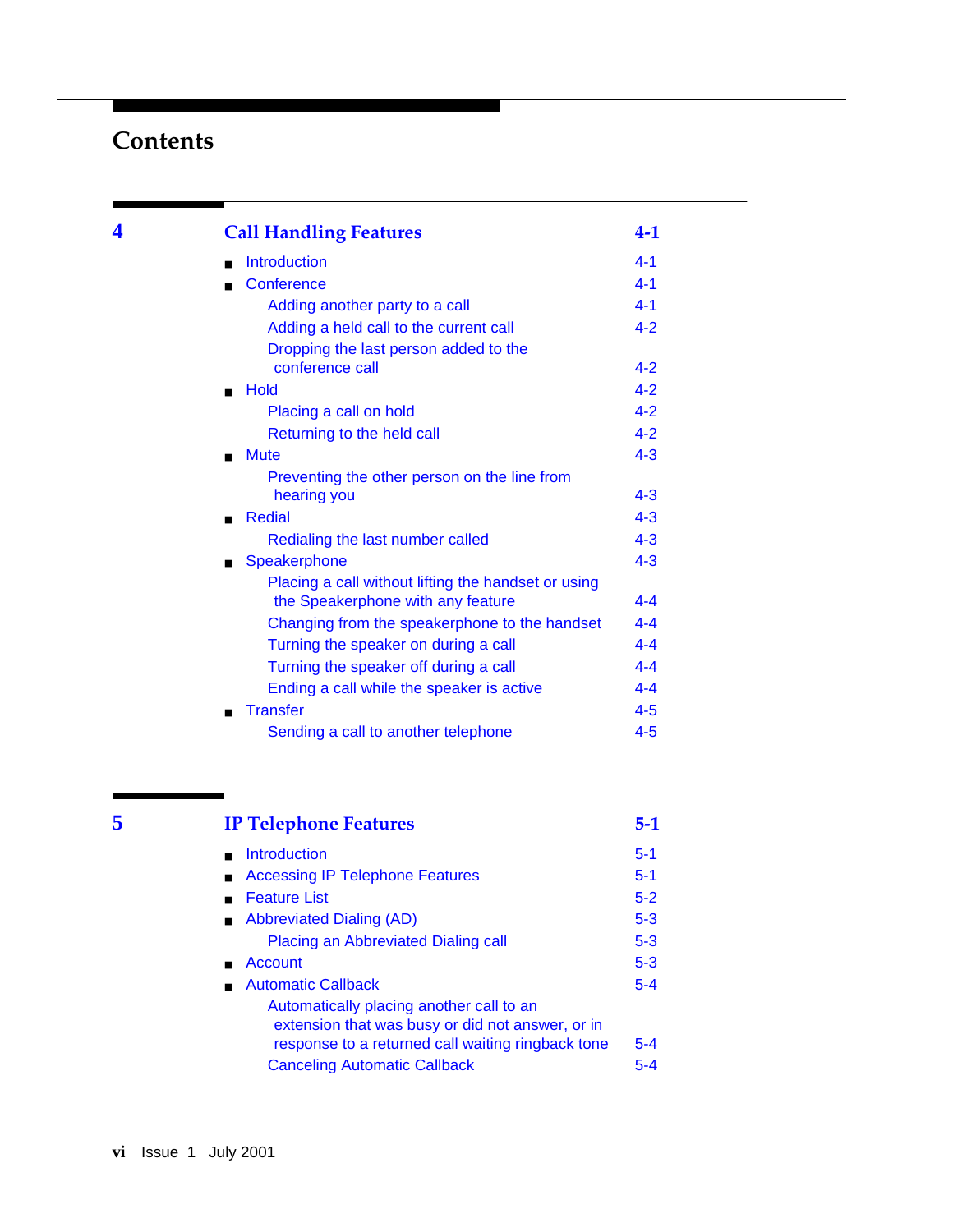# Contents

## 4 Call Handling Features 4-1

- Introduction 4-1
- Conference 4-1
  - Adding another party to a call 4-1
  - Adding a held call to the current call 4-2
  - Dropping the last person added to the conference call 4-2
- Hold 4-2
  - Placing a call on hold 4-2
  - Returning to the held call 4-2
- Mute 4-3
  - Preventing the other person on the line from hearing you 4-3
- Redial 4-3
  - Redialing the last number called 4-3
- Speakerphone 4-3
  - Placing a call without lifting the handset or using the Speakerphone with any feature 4-4
  - Changing from the speakerphone to the handset 4-4
  - Turning the speaker on during a call 4-4
  - Turning the speaker off during a call 4-4
  - Ending a call while the speaker is active 4-4
- Transfer 4-5
  - Sending a call to another telephone 4-5

## 5 IP Telephone Features 5-1

- Introduction 5-1
- Accessing IP Telephone Features 5-1
- Feature List 5-2
- Abbreviated Dialing (AD) 5-3
  - Placing an Abbreviated Dialing call 5-3
- Account 5-3
- Automatic Callback 5-4
  - Automatically placing another call to an extension that was busy or did not answer, or in response to a returned call waiting ringback tone 5-4
  - Canceling Automatic Callback 5-4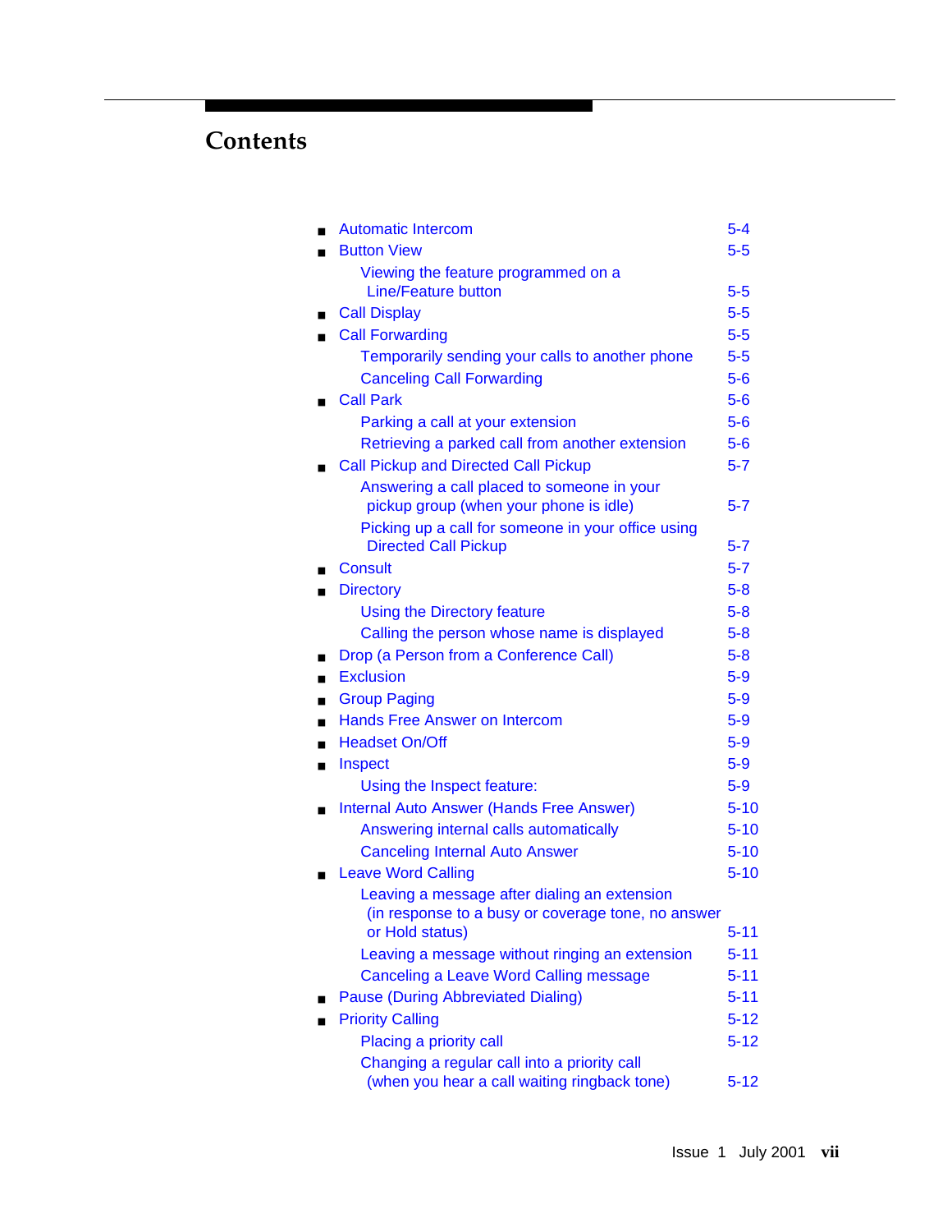# Contents

- Automatic Intercom 5-4
- Button View 5-5
  - Viewing the feature programmed on a Line/Feature button 5-5
- Call Display 5-5
- Call Forwarding 5-5
  - Temporarily sending your calls to another phone 5-5
  - Canceling Call Forwarding 5-6
- Call Park 5-6
  - Parking a call at your extension 5-6
  - Retrieving a parked call from another extension 5-6
- Call Pickup and Directed Call Pickup 5-7
  - Answering a call placed to someone in your pickup group (when your phone is idle) 5-7
  - Picking up a call for someone in your office using Directed Call Pickup 5-7
- Consult 5-7
- Directory 5-8
  - Using the Directory feature 5-8
  - Calling the person whose name is displayed 5-8
- Drop (a Person from a Conference Call) 5-8
- Exclusion 5-9
- Group Paging 5-9
- Hands Free Answer on Intercom 5-9
- Headset On/Off 5-9
- Inspect 5-9
  - Using the Inspect feature: 5-9
- Internal Auto Answer (Hands Free Answer) 5-10
  - Answering internal calls automatically 5-10
  - Canceling Internal Auto Answer 5-10
- Leave Word Calling 5-10
  - Leaving a message after dialing an extension (in response to a busy or coverage tone, no answer or Hold status) 5-11
  - Leaving a message without ringing an extension 5-11
  - Canceling a Leave Word Calling message 5-11
- Pause (During Abbreviated Dialing) 5-11
- Priority Calling 5-12
  - Placing a priority call 5-12
  - Changing a regular call into a priority call (when you hear a call waiting ringback tone) 5-12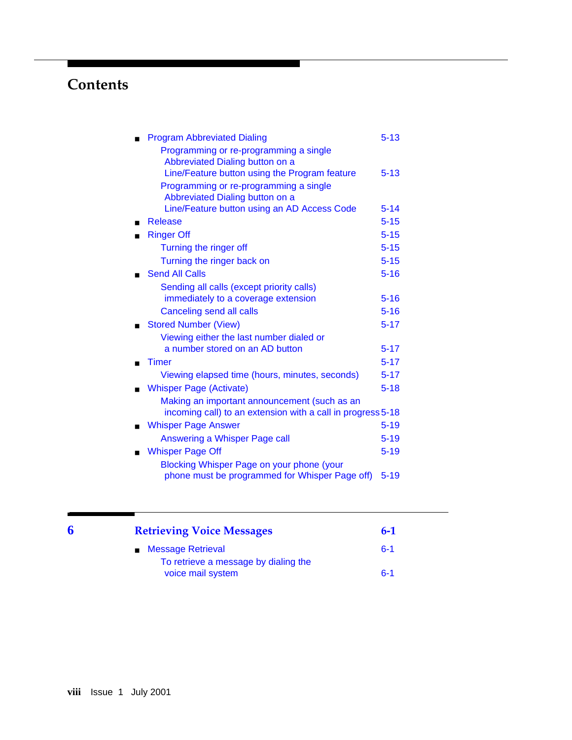# Contents

- Program Abbreviated Dialing 5-13
  - Programming or re-programming a single Abbreviated Dialing button on a Line/Feature button using the Program feature 5-13
  - Programming or re-programming a single Abbreviated Dialing button on a Line/Feature button using an AD Access Code 5-14
- Release 5-15
- Ringer Off 5-15
  - Turning the ringer off 5-15
  - Turning the ringer back on 5-15
- Send All Calls 5-16
  - Sending all calls (except priority calls) immediately to a coverage extension 5-16
  - Canceling send all calls 5-16
- Stored Number (View) 5-17
  - Viewing either the last number dialed or a number stored on an AD button 5-17
- Timer 5-17
  - Viewing elapsed time (hours, minutes, seconds) 5-17
- Whisper Page (Activate) 5-18
  - Making an important announcement (such as an incoming call) to an extension with a call in progress 5-18
- Whisper Page Answer 5-19
  - Answering a Whisper Page call 5-19
- Whisper Page Off 5-19
  - Blocking Whisper Page on your phone (your phone must be programmed for Whisper Page off) 5-19

## 6 Retrieving Voice Messages 6-1

- Message Retrieval 6-1
  - To retrieve a message by dialing the voice mail system 6-1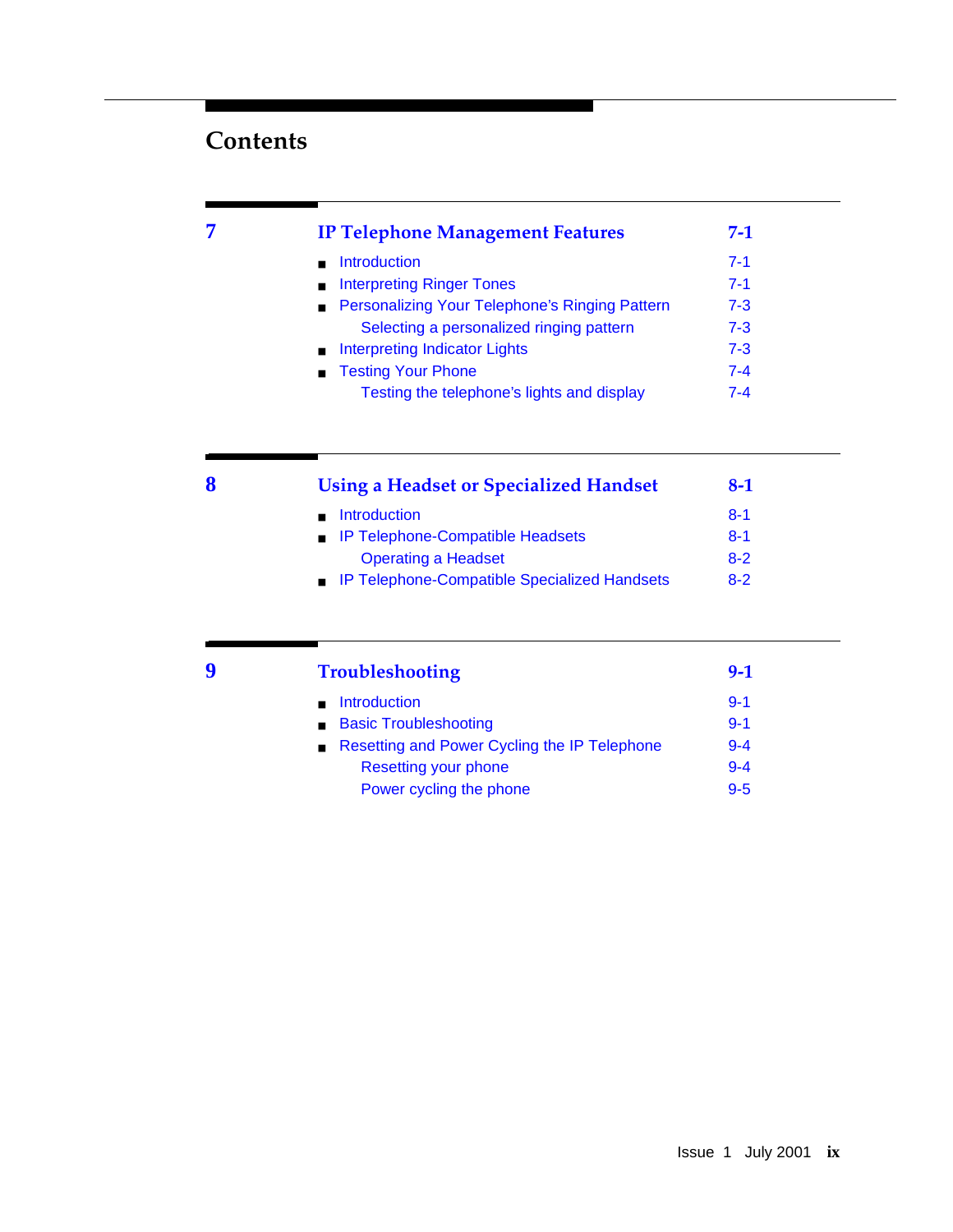# Contents

## 7 IP Telephone Management Features — 7-1

- Introduction — 7-1
- Interpreting Ringer Tones — 7-1
- Personalizing Your Telephone's Ringing Pattern — 7-3
  - Selecting a personalized ringing pattern — 7-3
- Interpreting Indicator Lights — 7-3
- Testing Your Phone — 7-4
  - Testing the telephone's lights and display — 7-4

## 8 Using a Headset or Specialized Handset — 8-1

- Introduction — 8-1
- IP Telephone-Compatible Headsets — 8-1
  - Operating a Headset — 8-2
- IP Telephone-Compatible Specialized Handsets — 8-2

## 9 Troubleshooting — 9-1

- Introduction — 9-1
- Basic Troubleshooting — 9-1
- Resetting and Power Cycling the IP Telephone — 9-4
  - Resetting your phone — 9-4
  - Power cycling the phone — 9-5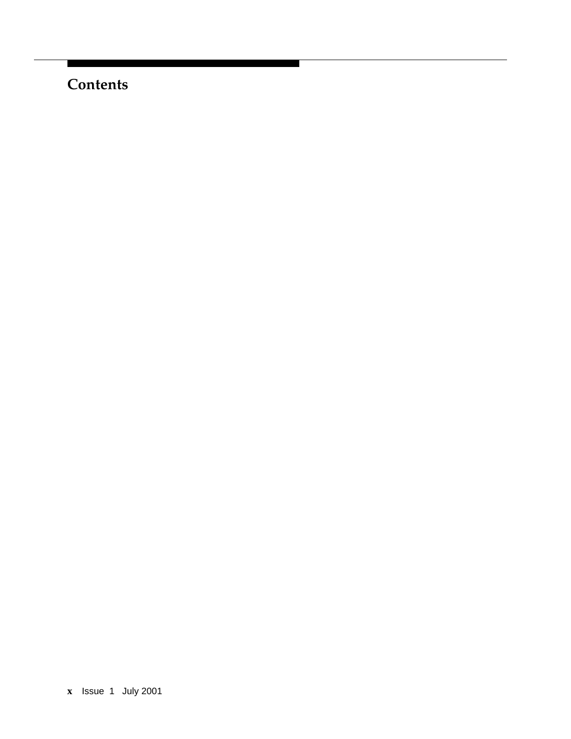# Contents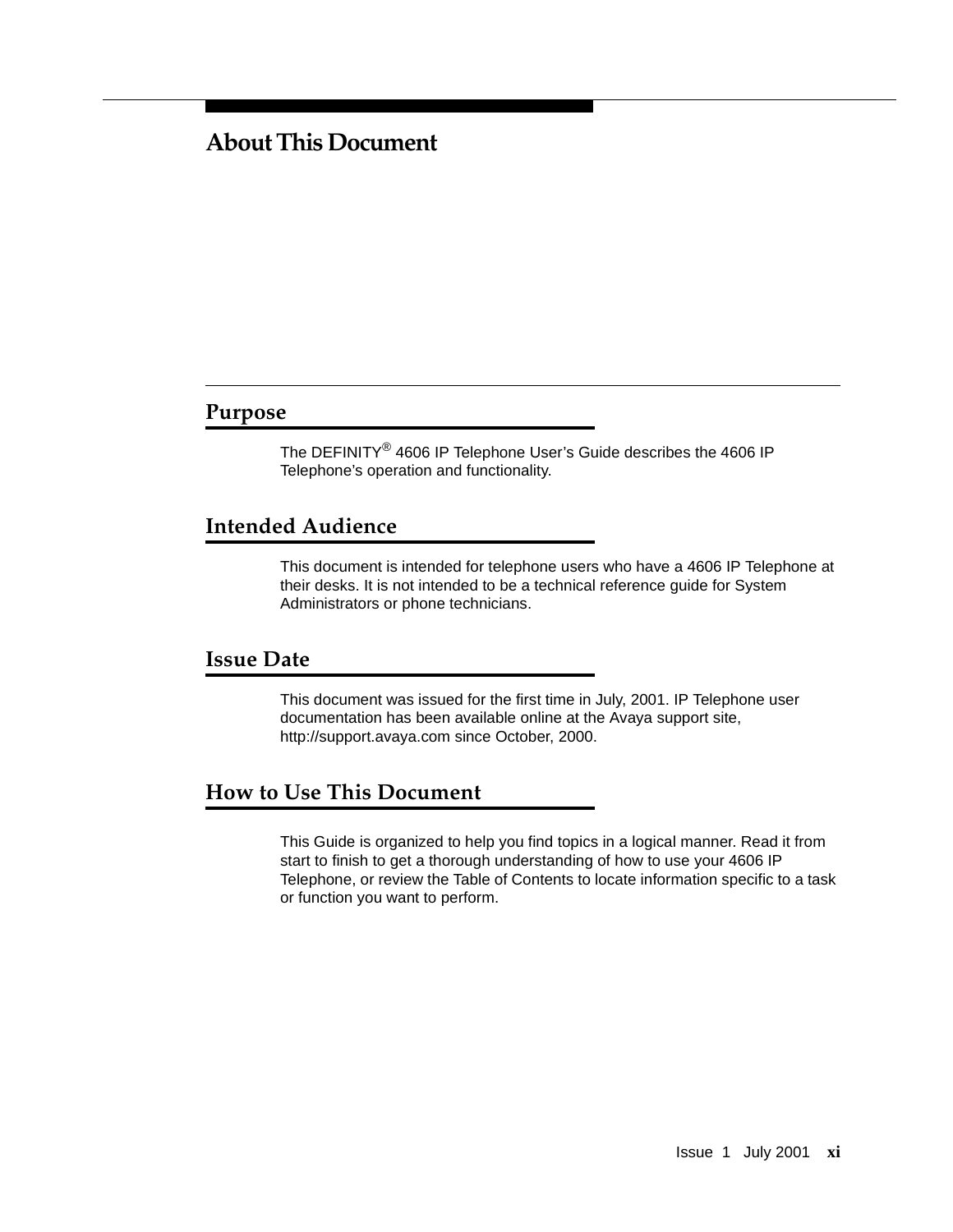# About This Document

## Purpose

The DEFINITY® 4606 IP Telephone User’s Guide describes the 4606 IP Telephone’s operation and functionality.

## Intended Audience

This document is intended for telephone users who have a 4606 IP Telephone at their desks. It is not intended to be a technical reference guide for System Administrators or phone technicians.

## Issue Date

This document was issued for the first time in July, 2001. IP Telephone user documentation has been available online at the Avaya support site, http://support.avaya.com since October, 2000.

## How to Use This Document

This Guide is organized to help you find topics in a logical manner. Read it from start to finish to get a thorough understanding of how to use your 4606 IP Telephone, or review the Table of Contents to locate information specific to a task or function you want to perform.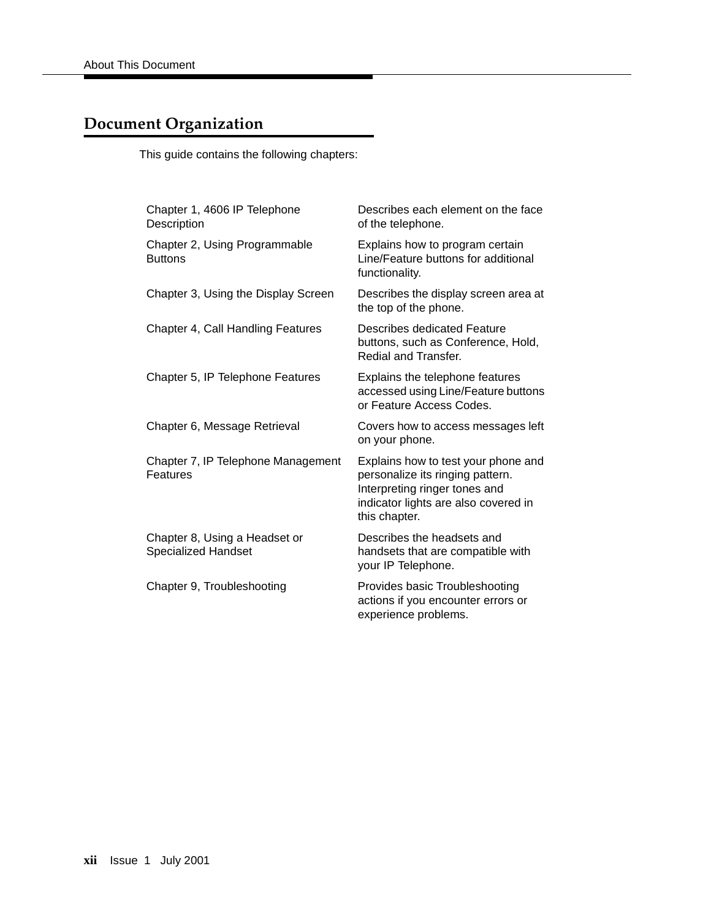## Document Organization

This guide contains the following chapters:

| | |
|---|---|
| Chapter 1, 4606 IP Telephone Description | Describes each element on the face of the telephone. |
| Chapter 2, Using Programmable Buttons | Explains how to program certain Line/Feature buttons for additional functionality. |
| Chapter 3, Using the Display Screen | Describes the display screen area at the top of the phone. |
| Chapter 4, Call Handling Features | Describes dedicated Feature buttons, such as Conference, Hold, Redial and Transfer. |
| Chapter 5, IP Telephone Features | Explains the telephone features accessed using Line/Feature buttons or Feature Access Codes. |
| Chapter 6, Message Retrieval | Covers how to access messages left on your phone. |
| Chapter 7, IP Telephone Management Features | Explains how to test your phone and personalize its ringing pattern. Interpreting ringer tones and indicator lights are also covered in this chapter. |
| Chapter 8, Using a Headset or Specialized Handset | Describes the headsets and handsets that are compatible with your IP Telephone. |
| Chapter 9, Troubleshooting | Provides basic Troubleshooting actions if you encounter errors or experience problems. |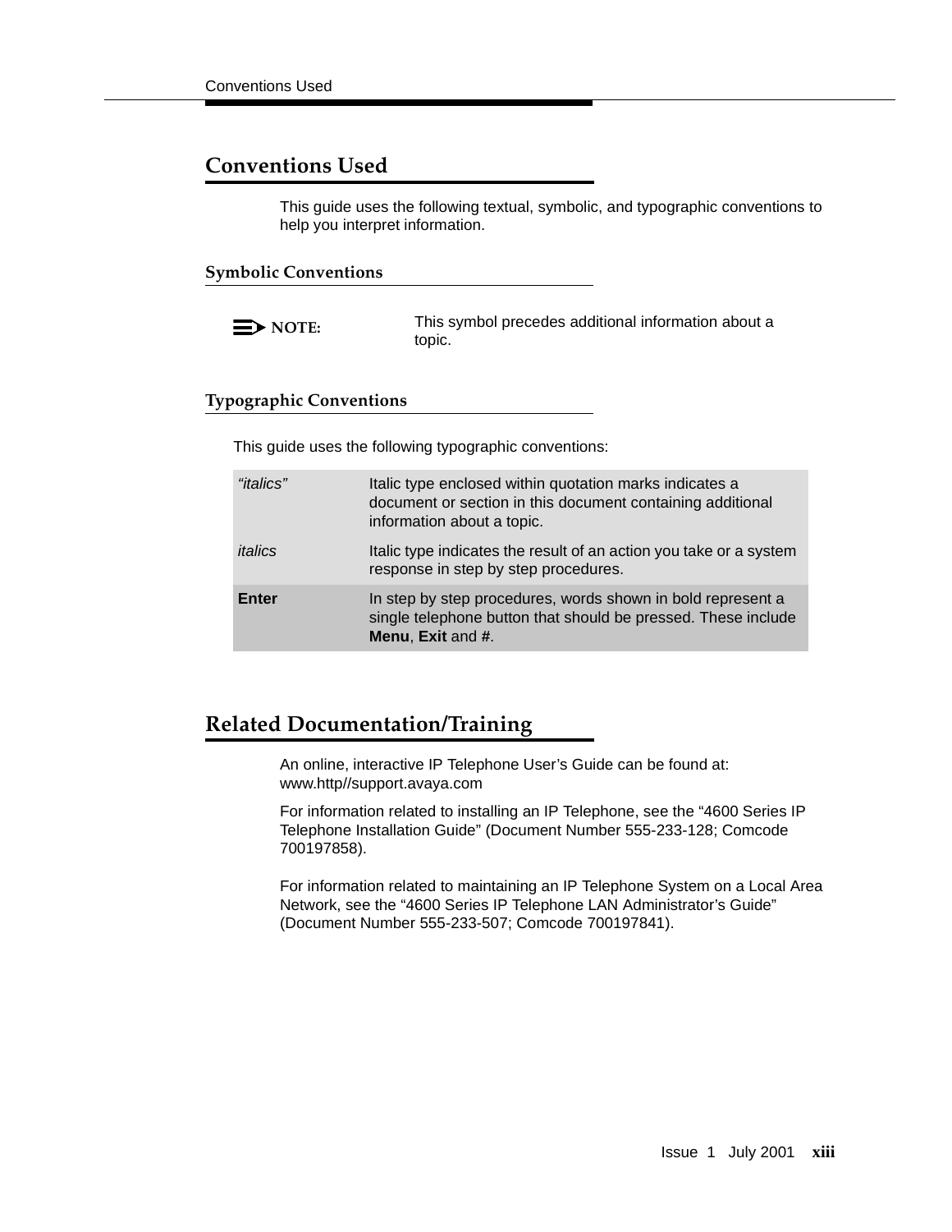## Conventions Used

This guide uses the following textual, symbolic, and typographic conventions to help you interpret information.

### Symbolic Conventions

| | |
|---|---|
| **NOTE:** | This symbol precedes additional information about a topic. |

### Typographic Conventions

This guide uses the following typographic conventions:

| | |
|---|---|
| *"italics"* | Italic type enclosed within quotation marks indicates a document or section in this document containing additional information about a topic. |
| *italics* | Italic type indicates the result of an action you take or a system response in step by step procedures. |
| **Enter** | In step by step procedures, words shown in bold represent a single telephone button that should be pressed. These include **Menu**, **Exit** and **#**. |

## Related Documentation/Training

An online, interactive IP Telephone User's Guide can be found at: www.http//support.avaya.com

For information related to installing an IP Telephone, see the "4600 Series IP Telephone Installation Guide" (Document Number 555-233-128; Comcode 700197858).

For information related to maintaining an IP Telephone System on a Local Area Network, see the "4600 Series IP Telephone LAN Administrator's Guide" (Document Number 555-233-507; Comcode 700197841).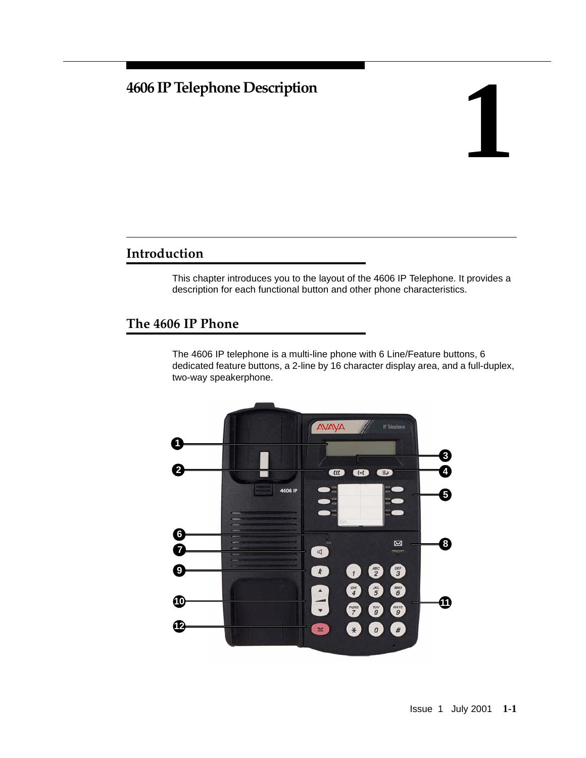# 1 4606 IP Telephone Description

## Introduction

This chapter introduces you to the layout of the 4606 IP Telephone. It provides a description for each functional button and other phone characteristics.

## The 4606 IP Phone

The 4606 IP telephone is a multi-line phone with 6 Line/Feature buttons, 6 dedicated feature buttons, a 2-line by 16 character display area, and a full-duplex, two-way speakerphone.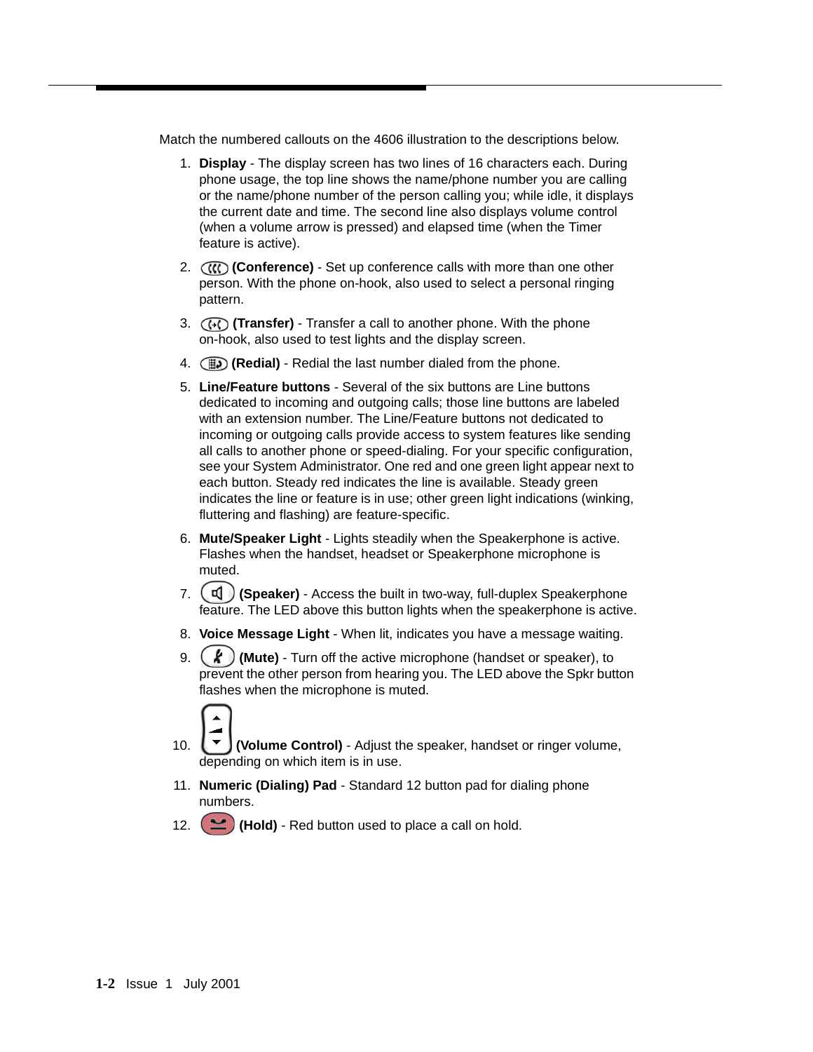Match the numbered callouts on the 4606 illustration to the descriptions below.

1. **Display** - The display screen has two lines of 16 characters each. During phone usage, the top line shows the name/phone number you are calling or the name/phone number of the person calling you; while idle, it displays the current date and time. The second line also displays volume control (when a volume arrow is pressed) and elapsed time (when the Timer feature is active).
2. **(Conference)** - Set up conference calls with more than one other person. With the phone on-hook, also used to select a personal ringing pattern.
3. **(Transfer)** - Transfer a call to another phone. With the phone on-hook, also used to test lights and the display screen.
4. **(Redial)** - Redial the last number dialed from the phone.
5. **Line/Feature buttons** - Several of the six buttons are Line buttons dedicated to incoming and outgoing calls; those line buttons are labeled with an extension number. The Line/Feature buttons not dedicated to incoming or outgoing calls provide access to system features like sending all calls to another phone or speed-dialing. For your specific configuration, see your System Administrator. One red and one green light appear next to each button. Steady red indicates the line is available. Steady green indicates the line or feature is in use; other green light indications (winking, fluttering and flashing) are feature-specific.
6. **Mute/Speaker Light** - Lights steadily when the Speakerphone is active. Flashes when the handset, headset or Speakerphone microphone is muted.
7. **(Speaker)** - Access the built in two-way, full-duplex Speakerphone feature. The LED above this button lights when the speakerphone is active.
8. **Voice Message Light** - When lit, indicates you have a message waiting.
9. **(Mute)** - Turn off the active microphone (handset or speaker), to prevent the other person from hearing you. The LED above the Spkr button flashes when the microphone is muted.
10. **(Volume Control)** - Adjust the speaker, handset or ringer volume, depending on which item is in use.
11. **Numeric (Dialing) Pad** - Standard 12 button pad for dialing phone numbers.
12. **(Hold)** - Red button used to place a call on hold.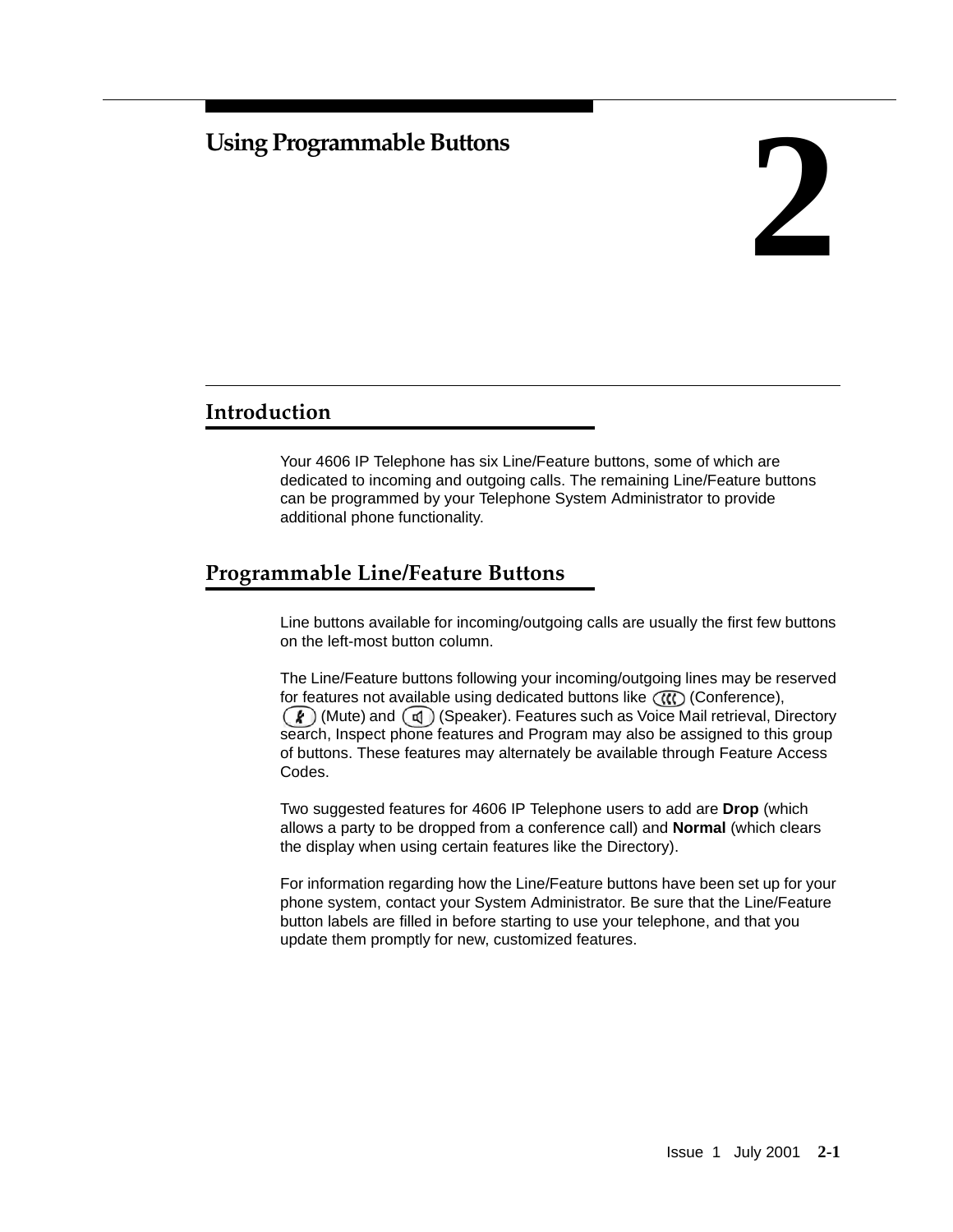# 2 Using Programmable Buttons

## Introduction

Your 4606 IP Telephone has six Line/Feature buttons, some of which are dedicated to incoming and outgoing calls. The remaining Line/Feature buttons can be programmed by your Telephone System Administrator to provide additional phone functionality.

## Programmable Line/Feature Buttons

Line buttons available for incoming/outgoing calls are usually the first few buttons on the left-most button column.

The Line/Feature buttons following your incoming/outgoing lines may be reserved for features not available using dedicated buttons like (Conference), (Mute) and (Speaker). Features such as Voice Mail retrieval, Directory search, Inspect phone features and Program may also be assigned to this group of buttons. These features may alternately be available through Feature Access Codes.

Two suggested features for 4606 IP Telephone users to add are **Drop** (which allows a party to be dropped from a conference call) and **Normal** (which clears the display when using certain features like the Directory).

For information regarding how the Line/Feature buttons have been set up for your phone system, contact your System Administrator. Be sure that the Line/Feature button labels are filled in before starting to use your telephone, and that you update them promptly for new, customized features.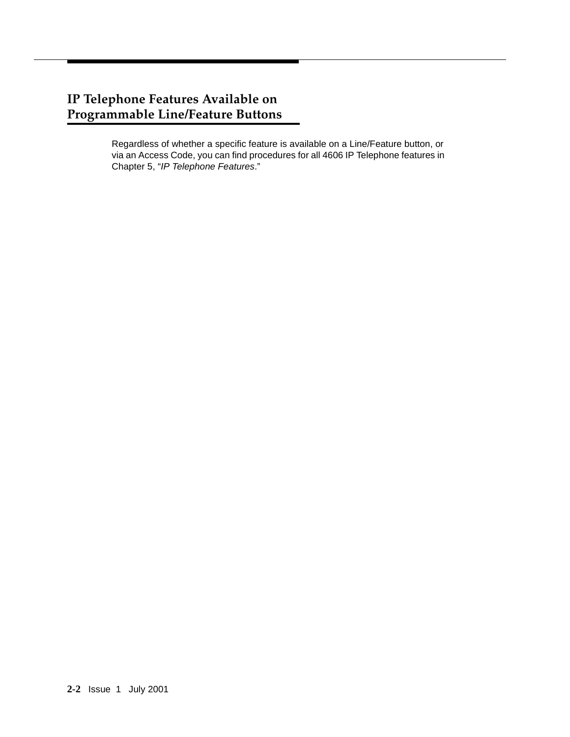## IP Telephone Features Available on Programmable Line/Feature Buttons

Regardless of whether a specific feature is available on a Line/Feature button, or via an Access Code, you can find procedures for all 4606 IP Telephone features in Chapter 5, "*IP Telephone Features*."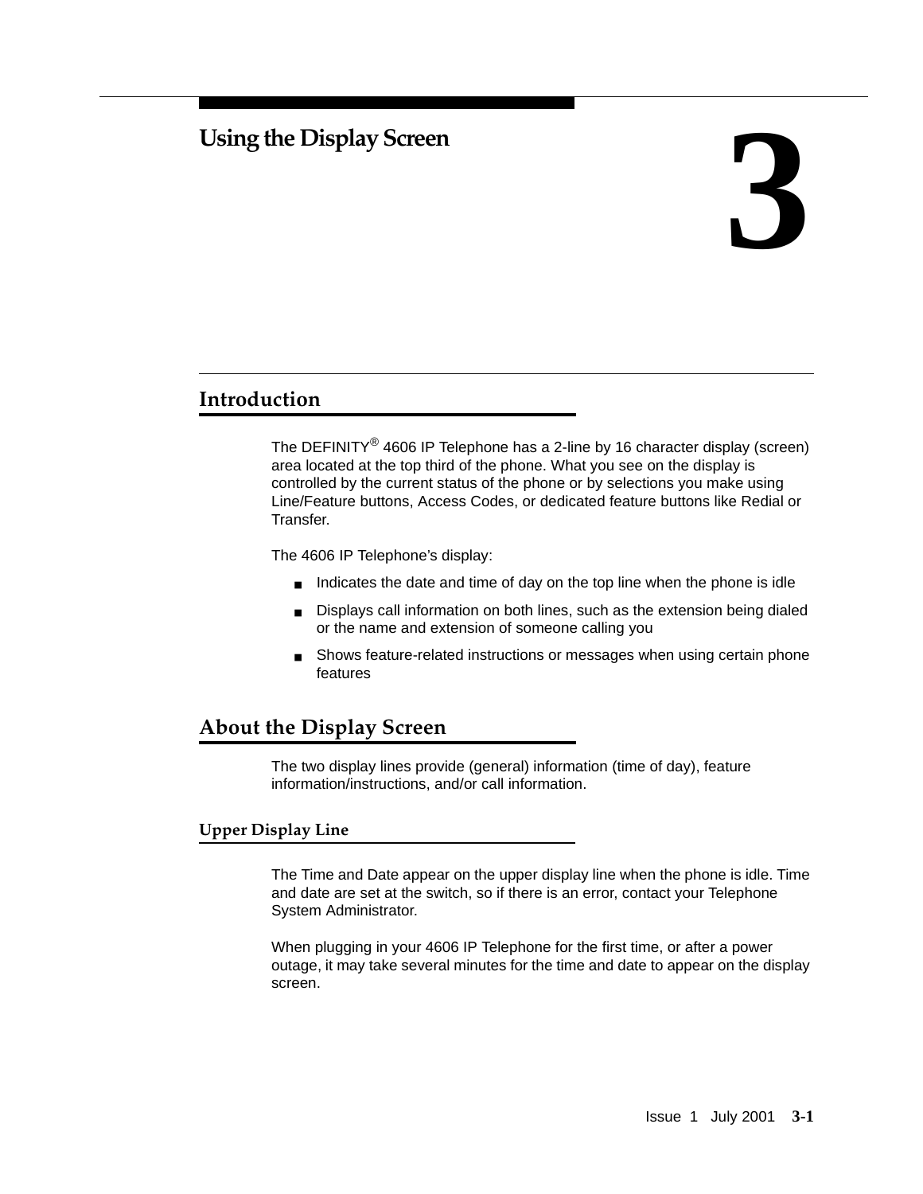# 3 Using the Display Screen

## Introduction

The DEFINITY® 4606 IP Telephone has a 2-line by 16 character display (screen) area located at the top third of the phone. What you see on the display is controlled by the current status of the phone or by selections you make using Line/Feature buttons, Access Codes, or dedicated feature buttons like Redial or Transfer.

The 4606 IP Telephone's display:

- Indicates the date and time of day on the top line when the phone is idle
- Displays call information on both lines, such as the extension being dialed or the name and extension of someone calling you
- Shows feature-related instructions or messages when using certain phone features

## About the Display Screen

The two display lines provide (general) information (time of day), feature information/instructions, and/or call information.

### Upper Display Line

The Time and Date appear on the upper display line when the phone is idle. Time and date are set at the switch, so if there is an error, contact your Telephone System Administrator.

When plugging in your 4606 IP Telephone for the first time, or after a power outage, it may take several minutes for the time and date to appear on the display screen.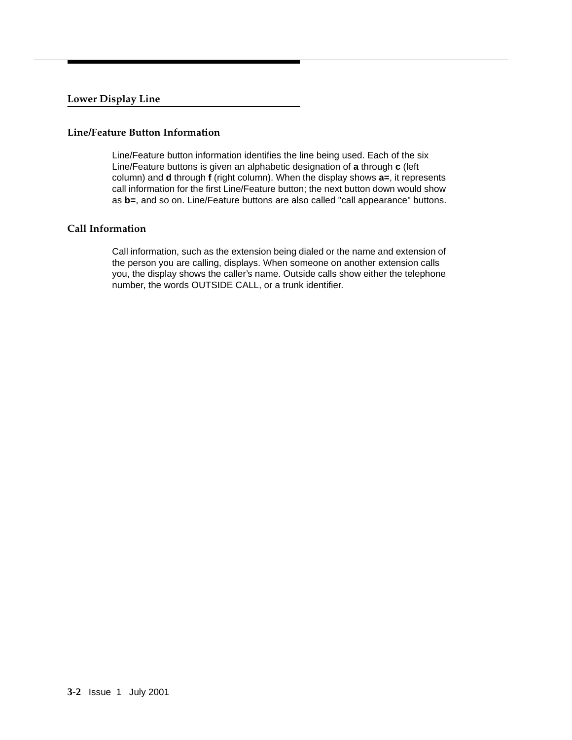## Lower Display Line

### Line/Feature Button Information

Line/Feature button information identifies the line being used. Each of the six Line/Feature buttons is given an alphabetic designation of **a** through **c** (left column) and **d** through **f** (right column). When the display shows **a=**, it represents call information for the first Line/Feature button; the next button down would show as **b=**, and so on. Line/Feature buttons are also called "call appearance" buttons.

### Call Information

Call information, such as the extension being dialed or the name and extension of the person you are calling, displays. When someone on another extension calls you, the display shows the caller's name. Outside calls show either the telephone number, the words OUTSIDE CALL, or a trunk identifier.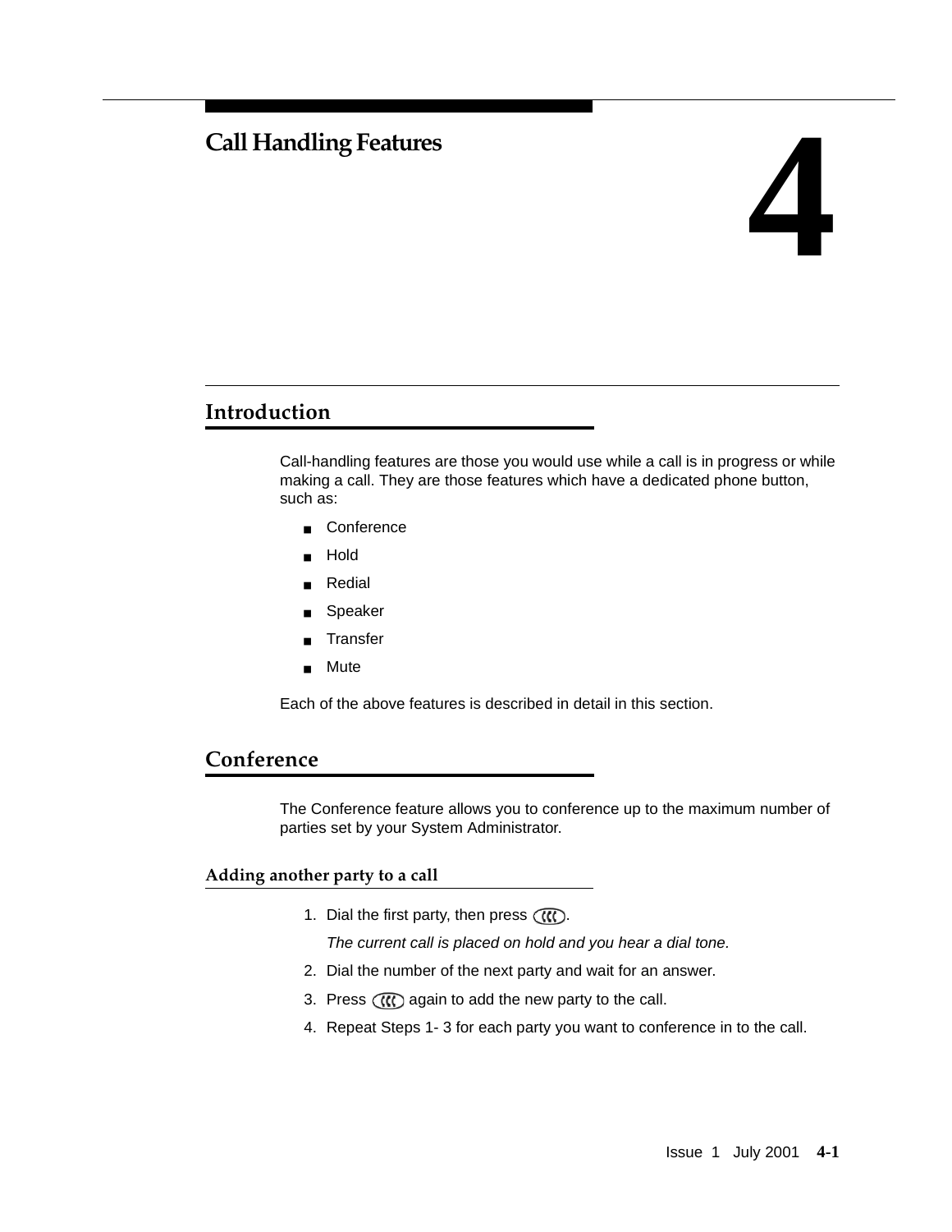# 4 Call Handling Features

## Introduction

Call-handling features are those you would use while a call is in progress or while making a call. They are those features which have a dedicated phone button, such as:

- Conference
- Hold
- Redial
- Speaker
- Transfer
- Mute

Each of the above features is described in detail in this section.

## Conference

The Conference feature allows you to conference up to the maximum number of parties set by your System Administrator.

### Adding another party to a call

1. Dial the first party, then press (((.

   *The current call is placed on hold and you hear a dial tone.*

2. Dial the number of the next party and wait for an answer.
3. Press ((( again to add the new party to the call.
4. Repeat Steps 1- 3 for each party you want to conference in to the call.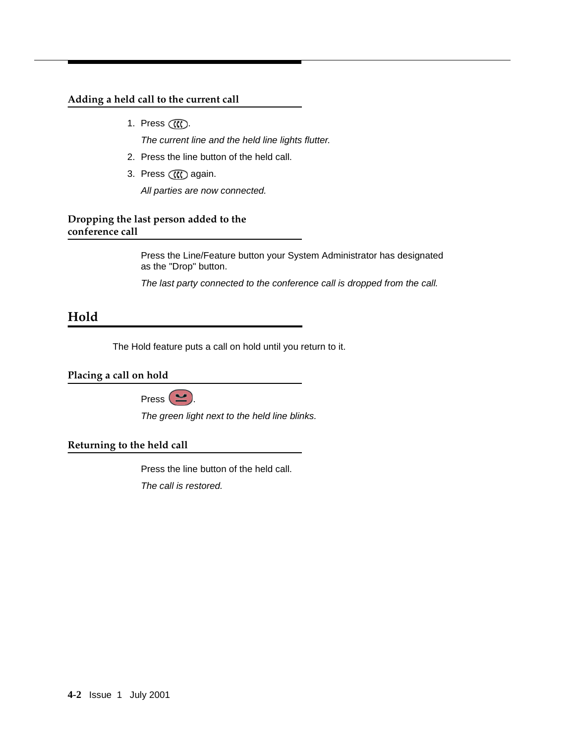### Adding a held call to the current call

1. Press .

   *The current line and the held line lights flutter.*

2. Press the line button of the held call.
3. Press  again.

   *All parties are now connected.*

### Dropping the last person added to the conference call

Press the Line/Feature button your System Administrator has designated as the "Drop" button.

*The last party connected to the conference call is dropped from the call.*

## Hold

The Hold feature puts a call on hold until you return to it.

### Placing a call on hold

Press .

*The green light next to the held line blinks.*

### Returning to the held call

Press the line button of the held call.

*The call is restored.*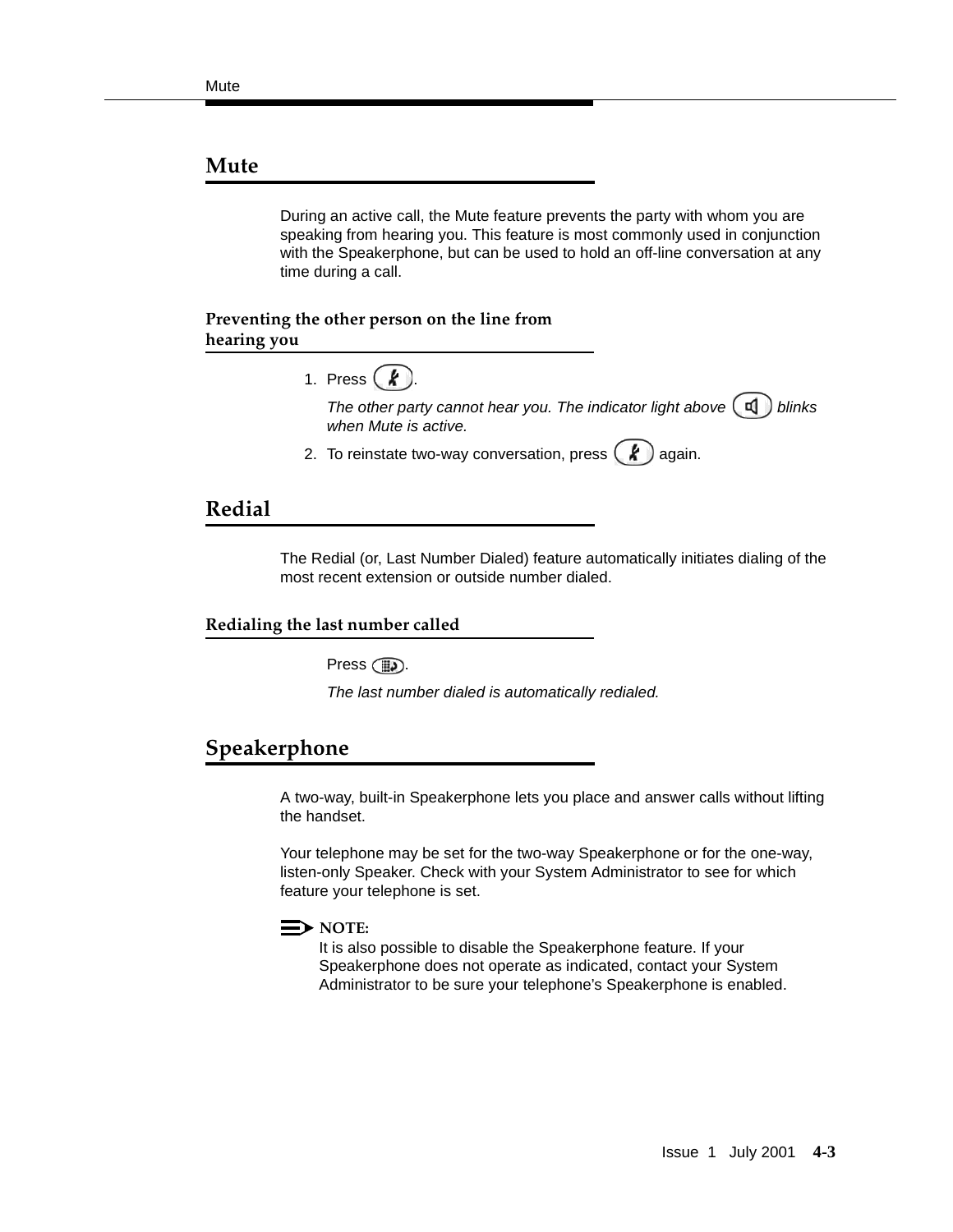## Mute

During an active call, the Mute feature prevents the party with whom you are speaking from hearing you. This feature is most commonly used in conjunction with the Speakerphone, but can be used to hold an off-line conversation at any time during a call.

### Preventing the other person on the line from hearing you

1. Press .

   *The other party cannot hear you. The indicator light above  blinks when Mute is active.*

2. To reinstate two-way conversation, press  again.

## Redial

The Redial (or, Last Number Dialed) feature automatically initiates dialing of the most recent extension or outside number dialed.

### Redialing the last number called

Press .

*The last number dialed is automatically redialed.*

## Speakerphone

A two-way, built-in Speakerphone lets you place and answer calls without lifting the handset.

Your telephone may be set for the two-way Speakerphone or for the one-way, listen-only Speaker. Check with your System Administrator to see for which feature your telephone is set.

**NOTE:**
It is also possible to disable the Speakerphone feature. If your Speakerphone does not operate as indicated, contact your System Administrator to be sure your telephone's Speakerphone is enabled.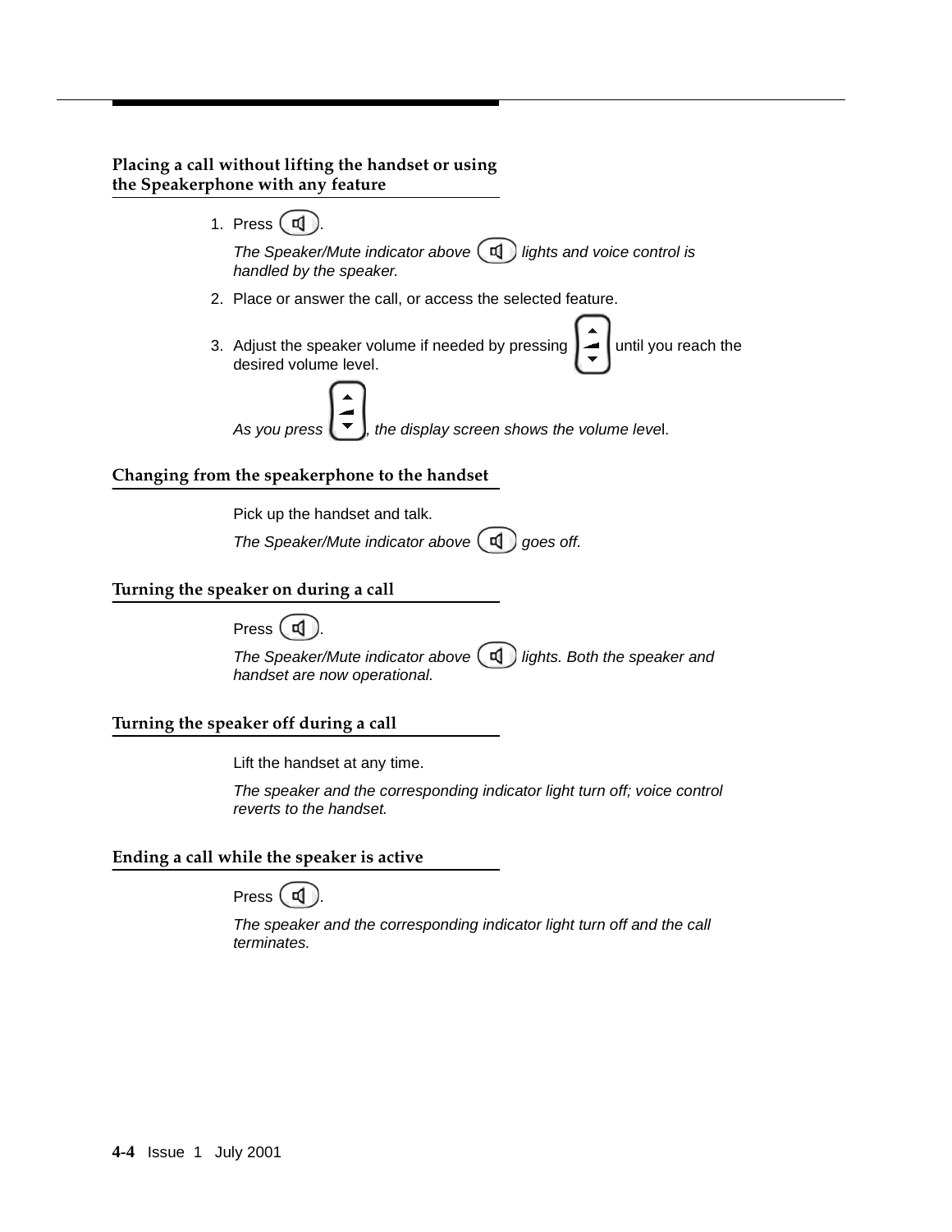### Placing a call without lifting the handset or using the Speakerphone with any feature

1. Press .

   *The Speaker/Mute indicator above  lights and voice control is handled by the speaker.*

2. Place or answer the call, or access the selected feature.

3. Adjust the speaker volume if needed by pressing  until you reach the desired volume level.

   *As you press , the display screen shows the volume level.*

### Changing from the speakerphone to the handset

Pick up the handset and talk.

*The Speaker/Mute indicator above  goes off.*

### Turning the speaker on during a call

Press .

*The Speaker/Mute indicator above  lights. Both the speaker and handset are now operational.*

### Turning the speaker off during a call

Lift the handset at any time.

*The speaker and the corresponding indicator light turn off; voice control reverts to the handset.*

### Ending a call while the speaker is active

Press .

*The speaker and the corresponding indicator light turn off and the call terminates.*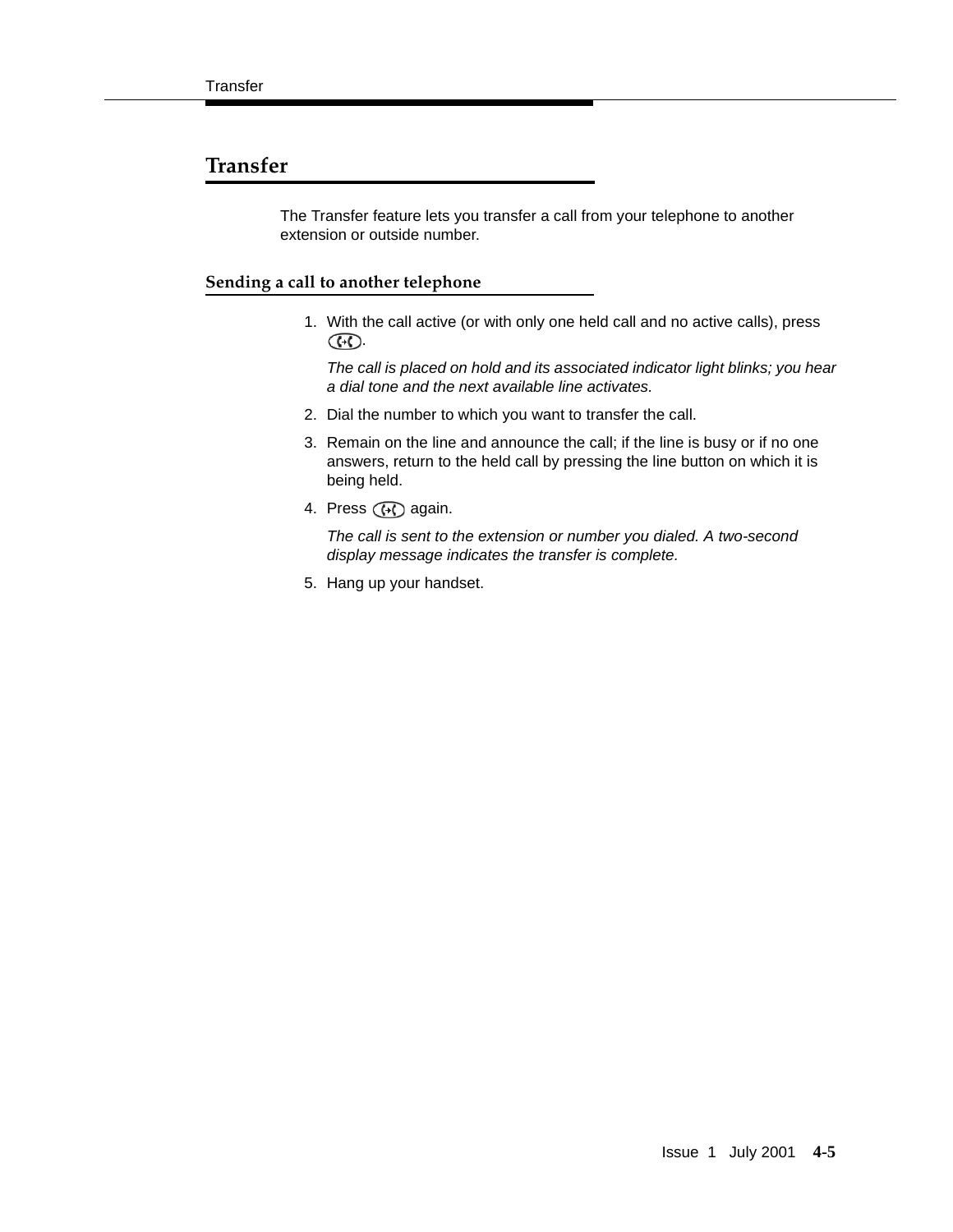# Transfer

The Transfer feature lets you transfer a call from your telephone to another extension or outside number.

## Sending a call to another telephone

1. With the call active (or with only one held call and no active calls), press [Transfer].

   *The call is placed on hold and its associated indicator light blinks; you hear a dial tone and the next available line activates.*

2. Dial the number to which you want to transfer the call.
3. Remain on the line and announce the call; if the line is busy or if no one answers, return to the held call by pressing the line button on which it is being held.
4. Press [Transfer] again.

   *The call is sent to the extension or number you dialed. A two-second display message indicates the transfer is complete.*

5. Hang up your handset.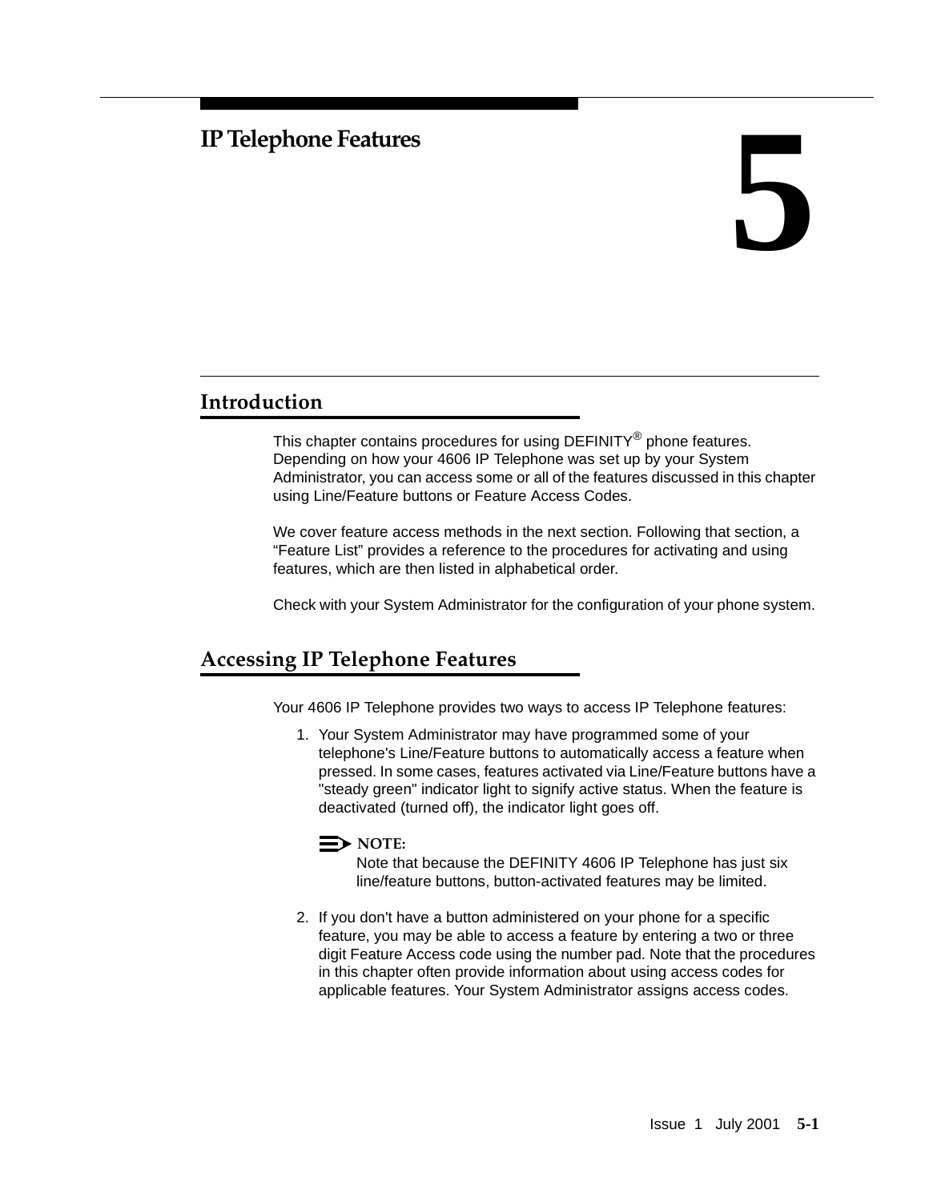# 5 IP Telephone Features

## Introduction

This chapter contains procedures for using DEFINITY® phone features. Depending on how your 4606 IP Telephone was set up by your System Administrator, you can access some or all of the features discussed in this chapter using Line/Feature buttons or Feature Access Codes.

We cover feature access methods in the next section. Following that section, a "Feature List" provides a reference to the procedures for activating and using features, which are then listed in alphabetical order.

Check with your System Administrator for the configuration of your phone system.

## Accessing IP Telephone Features

Your 4606 IP Telephone provides two ways to access IP Telephone features:

1. Your System Administrator may have programmed some of your telephone's Line/Feature buttons to automatically access a feature when pressed. In some cases, features activated via Line/Feature buttons have a "steady green" indicator light to signify active status. When the feature is deactivated (turned off), the indicator light goes off.

   **NOTE:**
   Note that because the DEFINITY 4606 IP Telephone has just six line/feature buttons, button-activated features may be limited.

2. If you don't have a button administered on your phone for a specific feature, you may be able to access a feature by entering a two or three digit Feature Access code using the number pad. Note that the procedures in this chapter often provide information about using access codes for applicable features. Your System Administrator assigns access codes.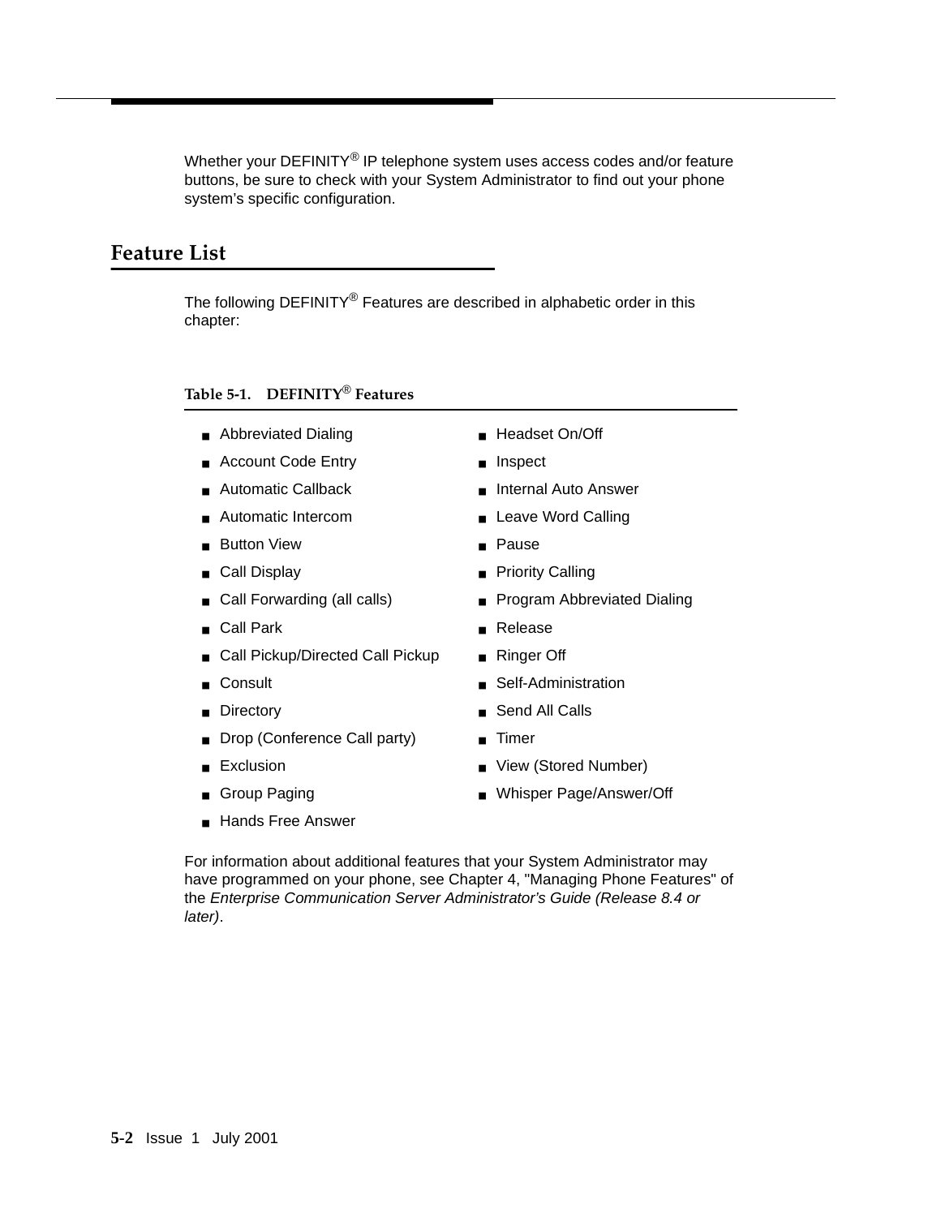Whether your DEFINITY® IP telephone system uses access codes and/or feature buttons, be sure to check with your System Administrator to find out your phone system's specific configuration.

## Feature List

The following DEFINITY® Features are described in alphabetic order in this chapter:

**Table 5-1. DEFINITY® Features**

| | |
|---|---|
| Abbreviated Dialing | Headset On/Off |
| Account Code Entry | Inspect |
| Automatic Callback | Internal Auto Answer |
| Automatic Intercom | Leave Word Calling |
| Button View | Pause |
| Call Display | Priority Calling |
| Call Forwarding (all calls) | Program Abbreviated Dialing |
| Call Park | Release |
| Call Pickup/Directed Call Pickup | Ringer Off |
| Consult | Self-Administration |
| Directory | Send All Calls |
| Drop (Conference Call party) | Timer |
| Exclusion | View (Stored Number) |
| Group Paging | Whisper Page/Answer/Off |
| Hands Free Answer | |

For information about additional features that your System Administrator may have programmed on your phone, see Chapter 4, "Managing Phone Features" of the *Enterprise Communication Server Administrator's Guide (Release 8.4 or later)*.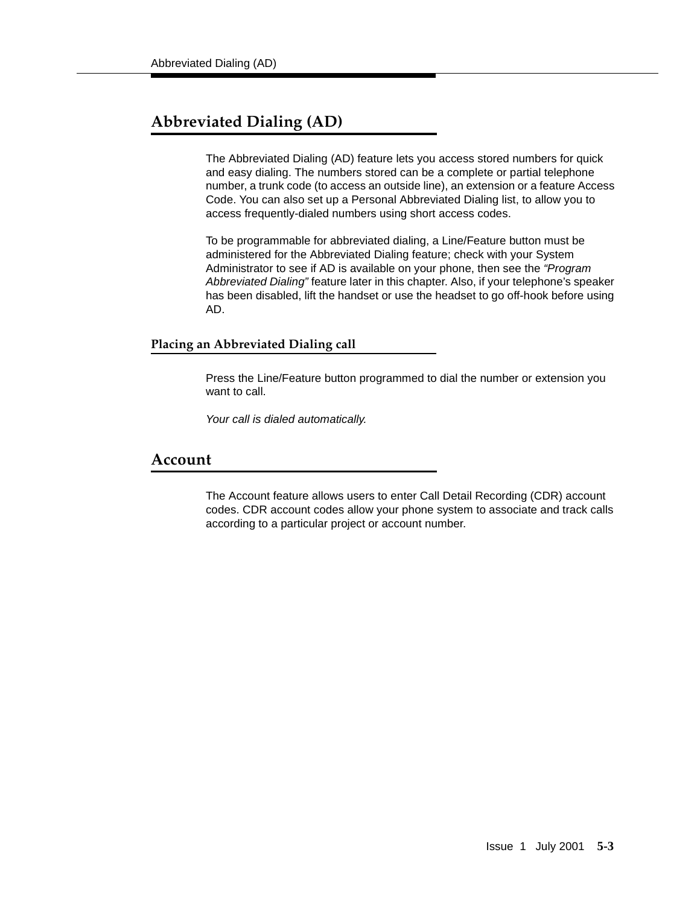## Abbreviated Dialing (AD)

The Abbreviated Dialing (AD) feature lets you access stored numbers for quick and easy dialing. The numbers stored can be a complete or partial telephone number, a trunk code (to access an outside line), an extension or a feature Access Code. You can also set up a Personal Abbreviated Dialing list, to allow you to access frequently-dialed numbers using short access codes.

To be programmable for abbreviated dialing, a Line/Feature button must be administered for the Abbreviated Dialing feature; check with your System Administrator to see if AD is available on your phone, then see the *“Program Abbreviated Dialing”* feature later in this chapter. Also, if your telephone’s speaker has been disabled, lift the handset or use the headset to go off-hook before using AD.

### Placing an Abbreviated Dialing call

Press the Line/Feature button programmed to dial the number or extension you want to call.

*Your call is dialed automatically.*

## Account

The Account feature allows users to enter Call Detail Recording (CDR) account codes. CDR account codes allow your phone system to associate and track calls according to a particular project or account number.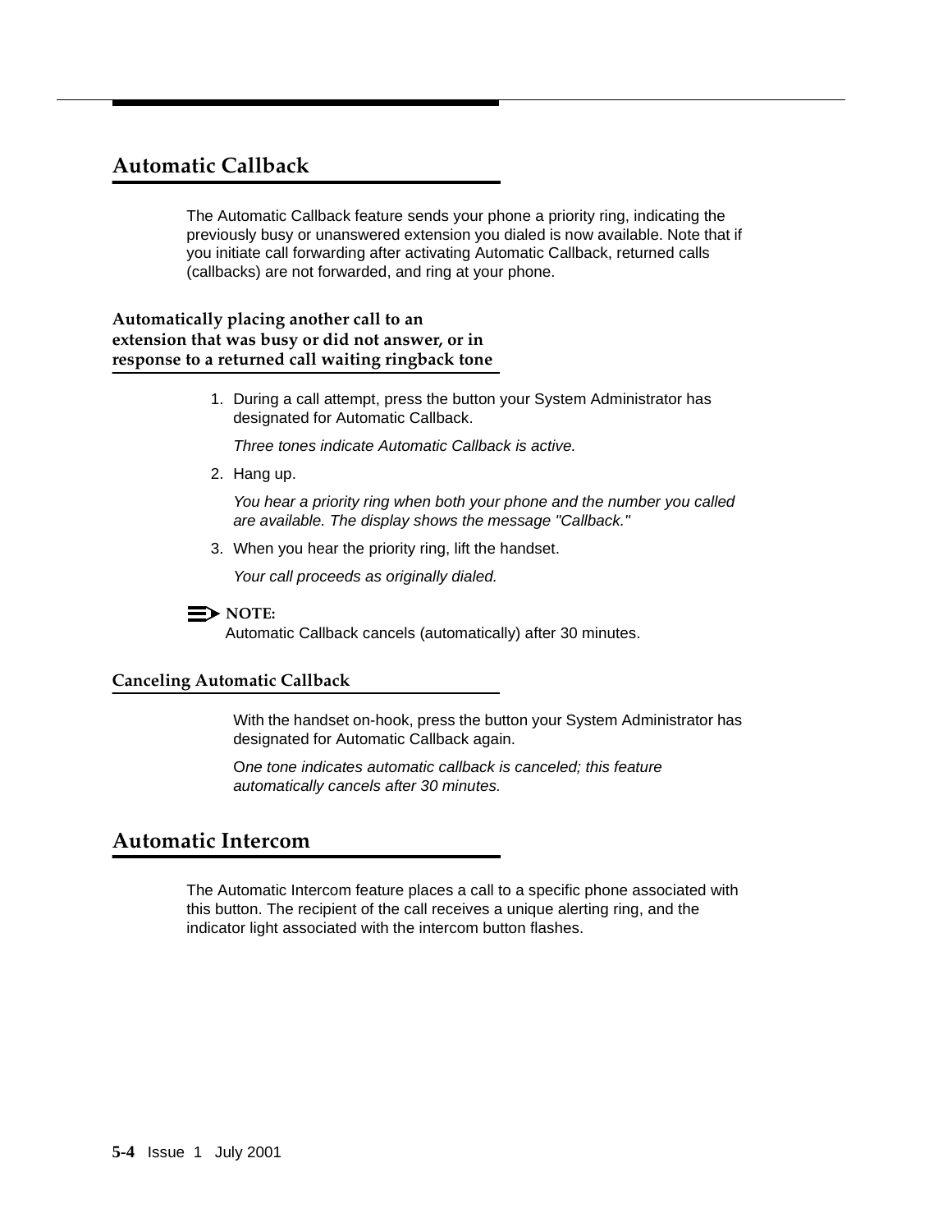## Automatic Callback

The Automatic Callback feature sends your phone a priority ring, indicating the previously busy or unanswered extension you dialed is now available. Note that if you initiate call forwarding after activating Automatic Callback, returned calls (callbacks) are not forwarded, and ring at your phone.

### Automatically placing another call to an extension that was busy or did not answer, or in response to a returned call waiting ringback tone

1. During a call attempt, press the button your System Administrator has designated for Automatic Callback.

   *Three tones indicate Automatic Callback is active.*

2. Hang up.

   *You hear a priority ring when both your phone and the number you called are available. The display shows the message "Callback."*

3. When you hear the priority ring, lift the handset.

   *Your call proceeds as originally dialed.*

**NOTE:**
Automatic Callback cancels (automatically) after 30 minutes.

### Canceling Automatic Callback

With the handset on-hook, press the button your System Administrator has designated for Automatic Callback again.

O*ne tone indicates automatic callback is canceled; this feature automatically cancels after 30 minutes.*

## Automatic Intercom

The Automatic Intercom feature places a call to a specific phone associated with this button. The recipient of the call receives a unique alerting ring, and the indicator light associated with the intercom button flashes.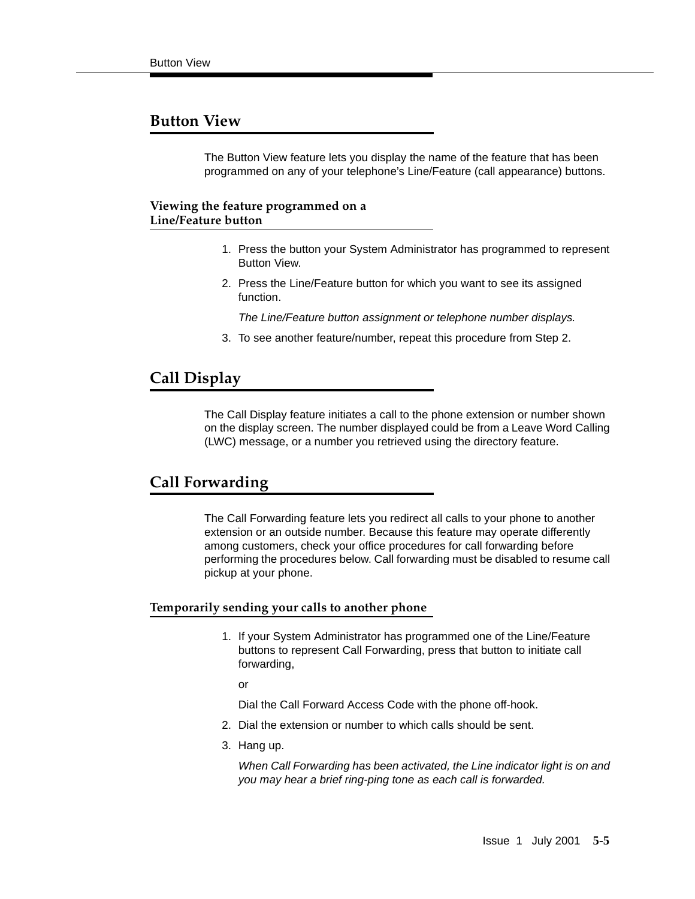## Button View

The Button View feature lets you display the name of the feature that has been programmed on any of your telephone's Line/Feature (call appearance) buttons.

### Viewing the feature programmed on a Line/Feature button

1. Press the button your System Administrator has programmed to represent Button View.
2. Press the Line/Feature button for which you want to see its assigned function.

   *The Line/Feature button assignment or telephone number displays.*
3. To see another feature/number, repeat this procedure from Step 2.

## Call Display

The Call Display feature initiates a call to the phone extension or number shown on the display screen. The number displayed could be from a Leave Word Calling (LWC) message, or a number you retrieved using the directory feature.

## Call Forwarding

The Call Forwarding feature lets you redirect all calls to your phone to another extension or an outside number. Because this feature may operate differently among customers, check your office procedures for call forwarding before performing the procedures below. Call forwarding must be disabled to resume call pickup at your phone.

### Temporarily sending your calls to another phone

1. If your System Administrator has programmed one of the Line/Feature buttons to represent Call Forwarding, press that button to initiate call forwarding,

   or

   Dial the Call Forward Access Code with the phone off-hook.
2. Dial the extension or number to which calls should be sent.
3. Hang up.

   *When Call Forwarding has been activated, the Line indicator light is on and you may hear a brief ring-ping tone as each call is forwarded.*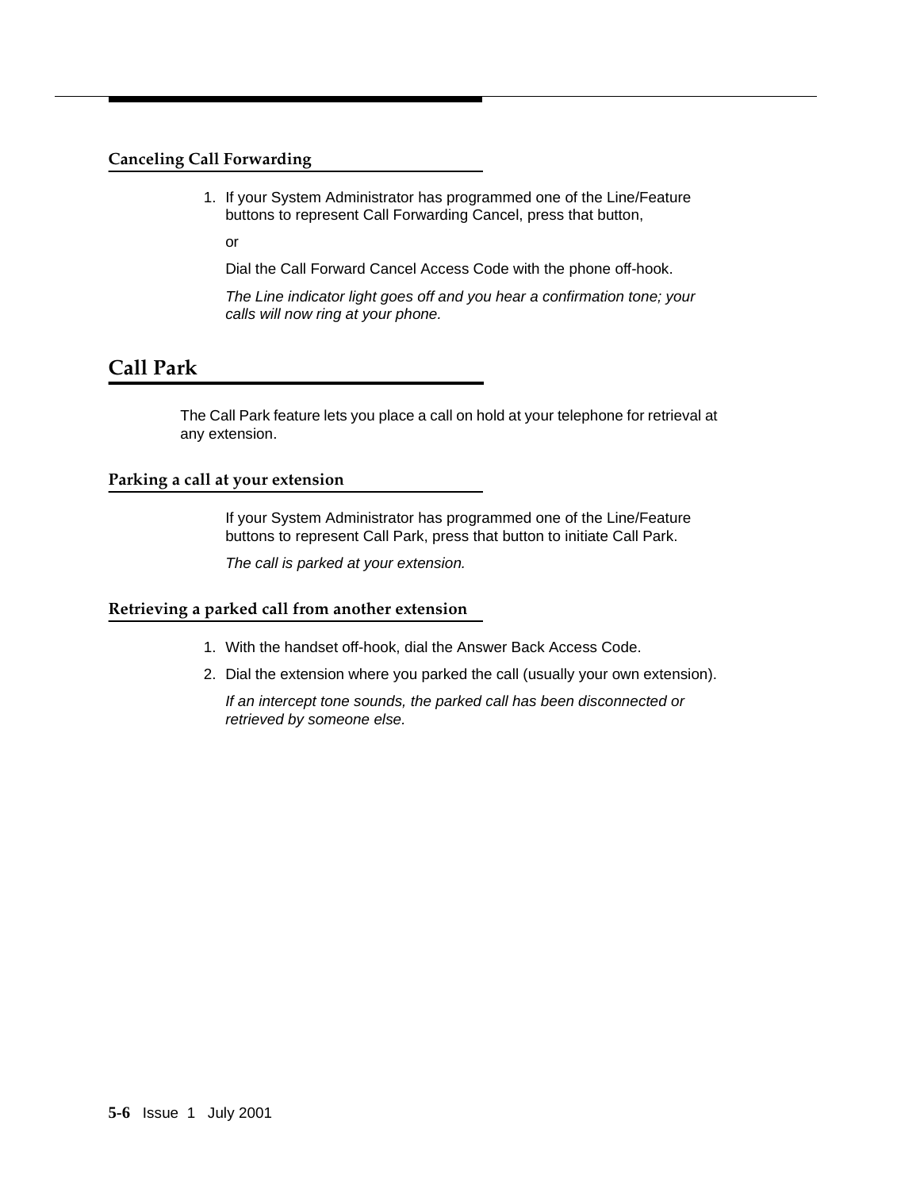### Canceling Call Forwarding

1. If your System Administrator has programmed one of the Line/Feature buttons to represent Call Forwarding Cancel, press that button,

   or

   Dial the Call Forward Cancel Access Code with the phone off-hook.

   *The Line indicator light goes off and you hear a confirmation tone; your calls will now ring at your phone.*

## Call Park

The Call Park feature lets you place a call on hold at your telephone for retrieval at any extension.

### Parking a call at your extension

If your System Administrator has programmed one of the Line/Feature buttons to represent Call Park, press that button to initiate Call Park.

*The call is parked at your extension.*

### Retrieving a parked call from another extension

1. With the handset off-hook, dial the Answer Back Access Code.
2. Dial the extension where you parked the call (usually your own extension).

   *If an intercept tone sounds, the parked call has been disconnected or retrieved by someone else.*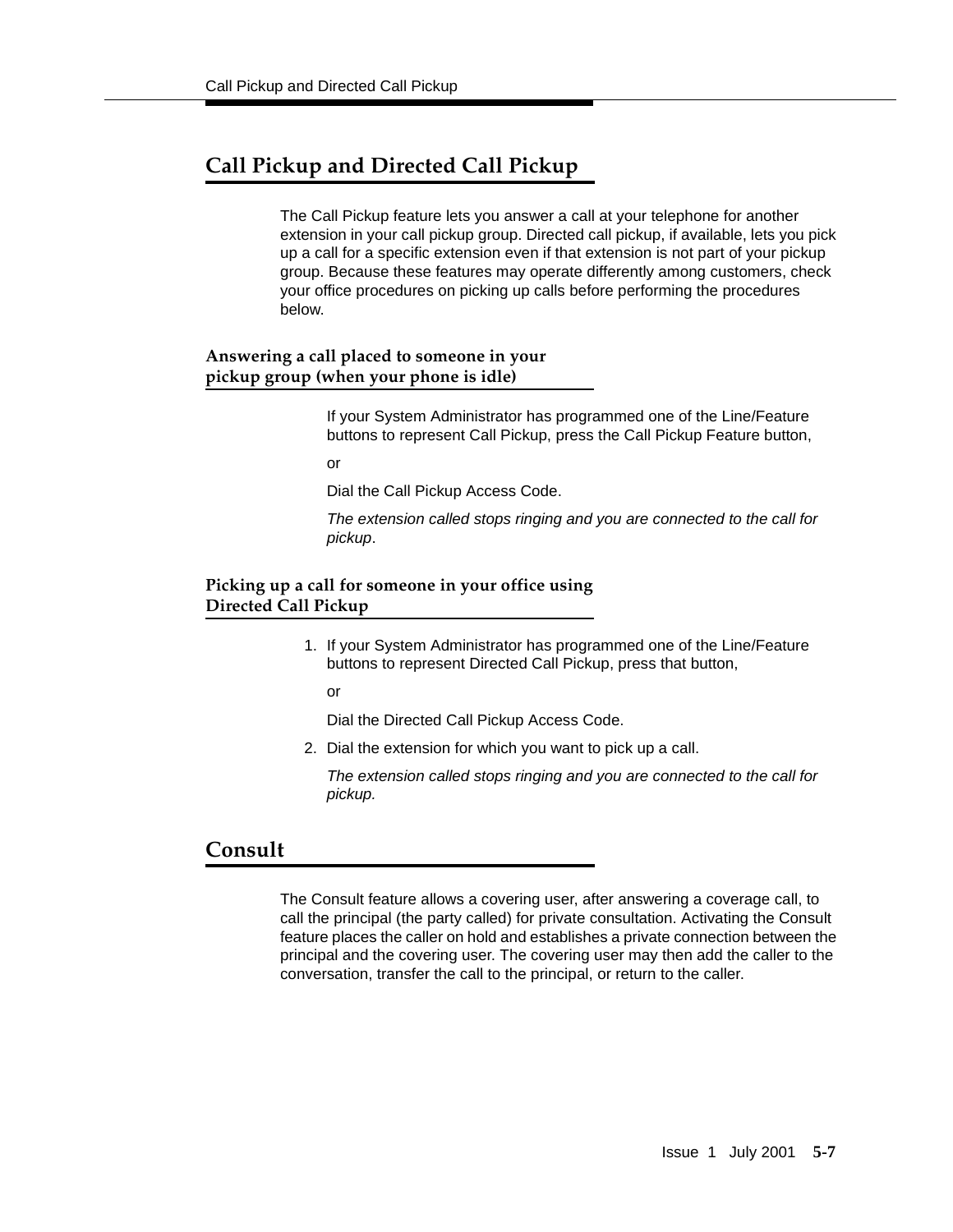## Call Pickup and Directed Call Pickup

The Call Pickup feature lets you answer a call at your telephone for another extension in your call pickup group. Directed call pickup, if available, lets you pick up a call for a specific extension even if that extension is not part of your pickup group. Because these features may operate differently among customers, check your office procedures on picking up calls before performing the procedures below.

### Answering a call placed to someone in your pickup group (when your phone is idle)

If your System Administrator has programmed one of the Line/Feature buttons to represent Call Pickup, press the Call Pickup Feature button,

or

Dial the Call Pickup Access Code.

*The extension called stops ringing and you are connected to the call for pickup*.

### Picking up a call for someone in your office using Directed Call Pickup

1. If your System Administrator has programmed one of the Line/Feature buttons to represent Directed Call Pickup, press that button,

   or

   Dial the Directed Call Pickup Access Code.

2. Dial the extension for which you want to pick up a call.

   *The extension called stops ringing and you are connected to the call for pickup.*

## Consult

The Consult feature allows a covering user, after answering a coverage call, to call the principal (the party called) for private consultation. Activating the Consult feature places the caller on hold and establishes a private connection between the principal and the covering user. The covering user may then add the caller to the conversation, transfer the call to the principal, or return to the caller.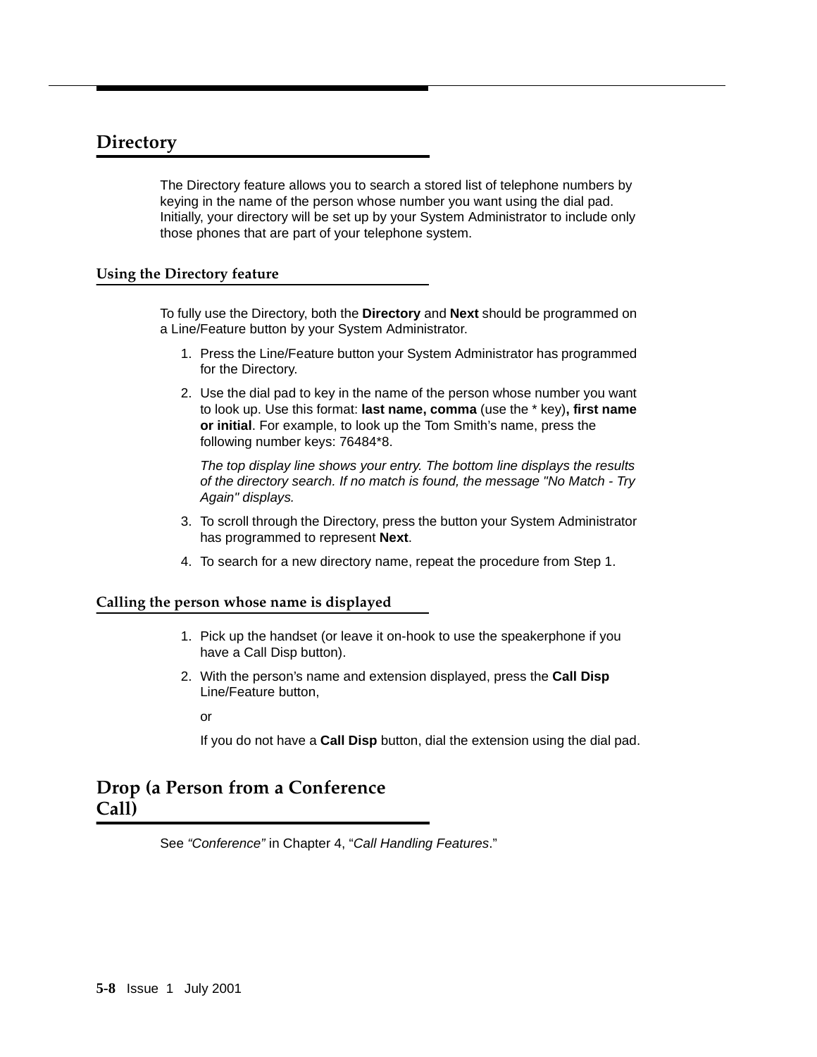# Directory

The Directory feature allows you to search a stored list of telephone numbers by keying in the name of the person whose number you want using the dial pad. Initially, your directory will be set up by your System Administrator to include only those phones that are part of your telephone system.

## Using the Directory feature

To fully use the Directory, both the **Directory** and **Next** should be programmed on a Line/Feature button by your System Administrator.

1. Press the Line/Feature button your System Administrator has programmed for the Directory.
2. Use the dial pad to key in the name of the person whose number you want to look up. Use this format: **last name, comma** (use the * key)**, first name or initial**. For example, to look up the Tom Smith's name, press the following number keys: 76484*8.

   *The top display line shows your entry. The bottom line displays the results of the directory search. If no match is found, the message "No Match - Try Again" displays.*
3. To scroll through the Directory, press the button your System Administrator has programmed to represent **Next**.
4. To search for a new directory name, repeat the procedure from Step 1.

## Calling the person whose name is displayed

1. Pick up the handset (or leave it on-hook to use the speakerphone if you have a Call Disp button).
2. With the person's name and extension displayed, press the **Call Disp** Line/Feature button,

   or

   If you do not have a **Call Disp** button, dial the extension using the dial pad.

# Drop (a Person from a Conference Call)

See *"Conference"* in Chapter 4, "*Call Handling Features*."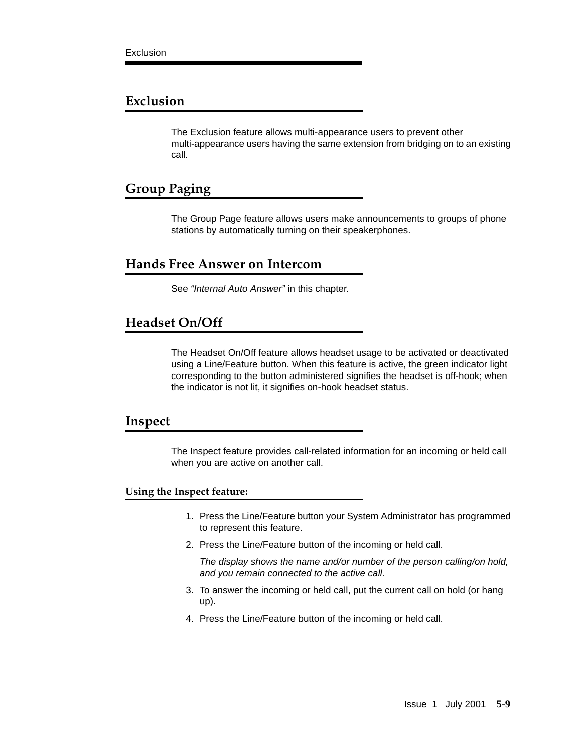## Exclusion

The Exclusion feature allows multi-appearance users to prevent other multi-appearance users having the same extension from bridging on to an existing call.

## Group Paging

The Group Page feature allows users make announcements to groups of phone stations by automatically turning on their speakerphones.

## Hands Free Answer on Intercom

See *"Internal Auto Answer"* in this chapter.

## Headset On/Off

The Headset On/Off feature allows headset usage to be activated or deactivated using a Line/Feature button. When this feature is active, the green indicator light corresponding to the button administered signifies the headset is off-hook; when the indicator is not lit, it signifies on-hook headset status.

## Inspect

The Inspect feature provides call-related information for an incoming or held call when you are active on another call.

### Using the Inspect feature:

1. Press the Line/Feature button your System Administrator has programmed to represent this feature.
2. Press the Line/Feature button of the incoming or held call.

   *The display shows the name and/or number of the person calling/on hold, and you remain connected to the active call.*
3. To answer the incoming or held call, put the current call on hold (or hang up).
4. Press the Line/Feature button of the incoming or held call.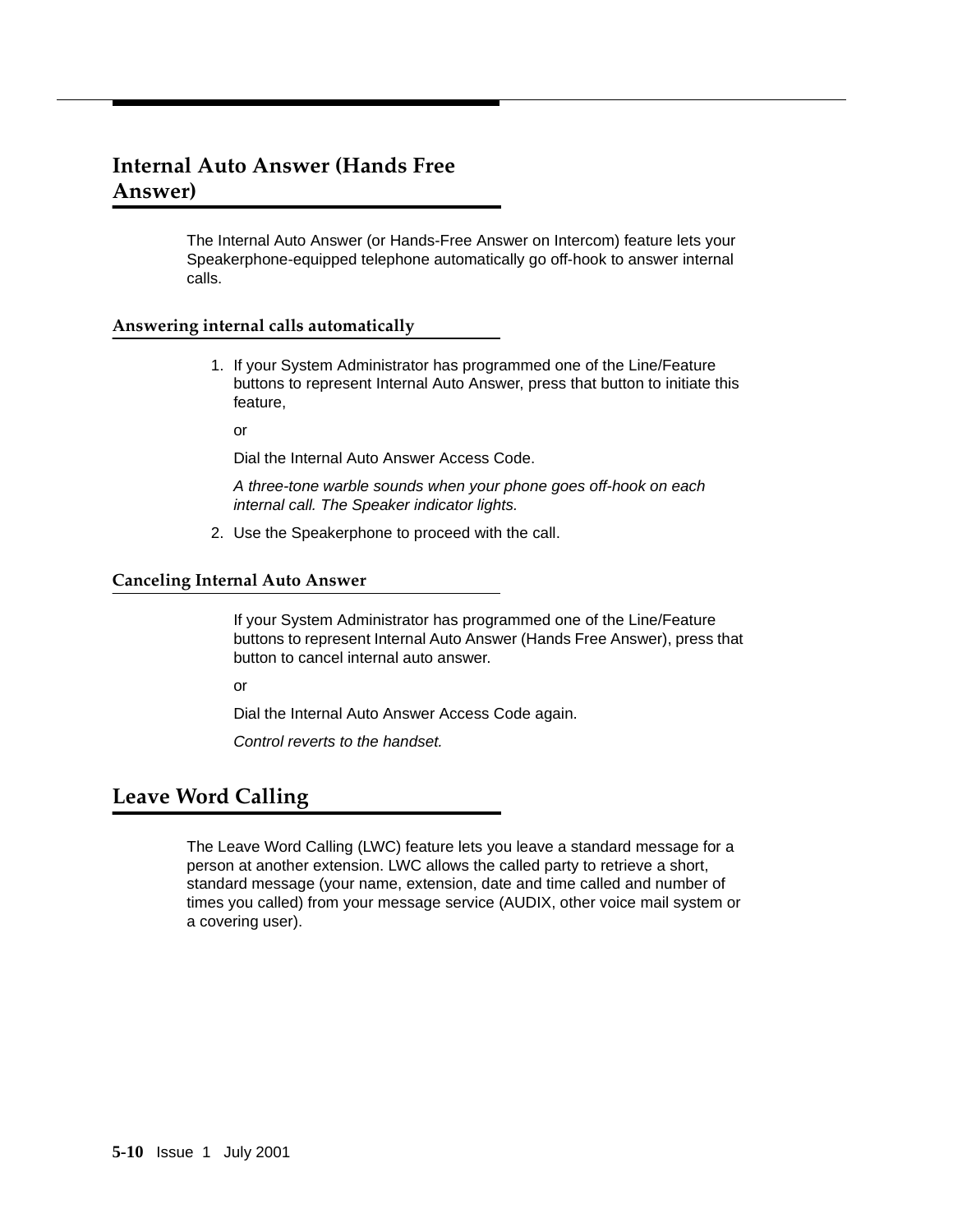## Internal Auto Answer (Hands Free Answer)

The Internal Auto Answer (or Hands-Free Answer on Intercom) feature lets your Speakerphone-equipped telephone automatically go off-hook to answer internal calls.

### Answering internal calls automatically

1. If your System Administrator has programmed one of the Line/Feature buttons to represent Internal Auto Answer, press that button to initiate this feature,

   or

   Dial the Internal Auto Answer Access Code.

   *A three-tone warble sounds when your phone goes off-hook on each internal call. The Speaker indicator lights.*

2. Use the Speakerphone to proceed with the call.

### Canceling Internal Auto Answer

If your System Administrator has programmed one of the Line/Feature buttons to represent Internal Auto Answer (Hands Free Answer), press that button to cancel internal auto answer.

or

Dial the Internal Auto Answer Access Code again.

*Control reverts to the handset.*

## Leave Word Calling

The Leave Word Calling (LWC) feature lets you leave a standard message for a person at another extension. LWC allows the called party to retrieve a short, standard message (your name, extension, date and time called and number of times you called) from your message service (AUDIX, other voice mail system or a covering user).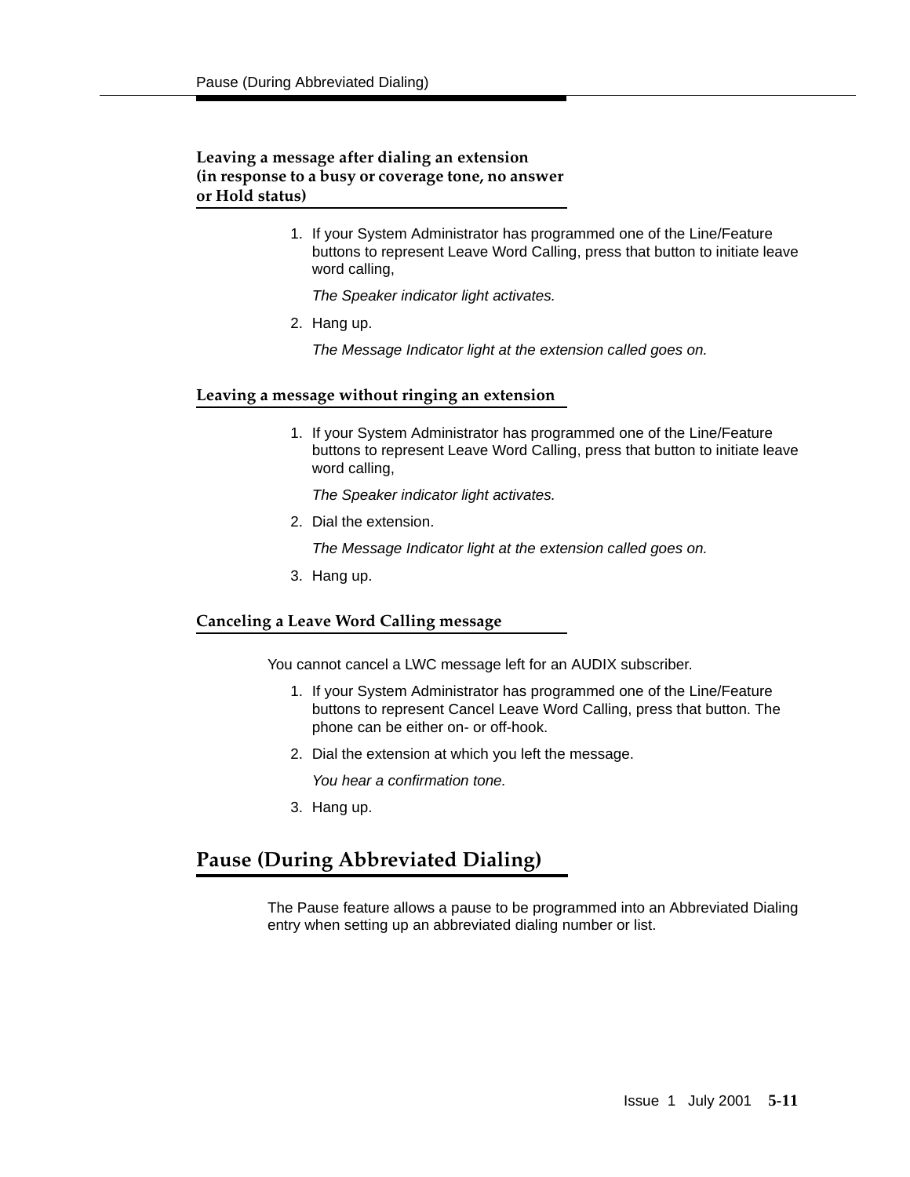### Leaving a message after dialing an extension (in response to a busy or coverage tone, no answer or Hold status)

1. If your System Administrator has programmed one of the Line/Feature buttons to represent Leave Word Calling, press that button to initiate leave word calling,

   *The Speaker indicator light activates.*

2. Hang up.

   *The Message Indicator light at the extension called goes on.*

### Leaving a message without ringing an extension

1. If your System Administrator has programmed one of the Line/Feature buttons to represent Leave Word Calling, press that button to initiate leave word calling,

   *The Speaker indicator light activates.*

2. Dial the extension.

   *The Message Indicator light at the extension called goes on.*

3. Hang up.

### Canceling a Leave Word Calling message

You cannot cancel a LWC message left for an AUDIX subscriber.

1. If your System Administrator has programmed one of the Line/Feature buttons to represent Cancel Leave Word Calling, press that button. The phone can be either on- or off-hook.
2. Dial the extension at which you left the message.

   *You hear a confirmation tone.*

3. Hang up.

## Pause (During Abbreviated Dialing)

The Pause feature allows a pause to be programmed into an Abbreviated Dialing entry when setting up an abbreviated dialing number or list.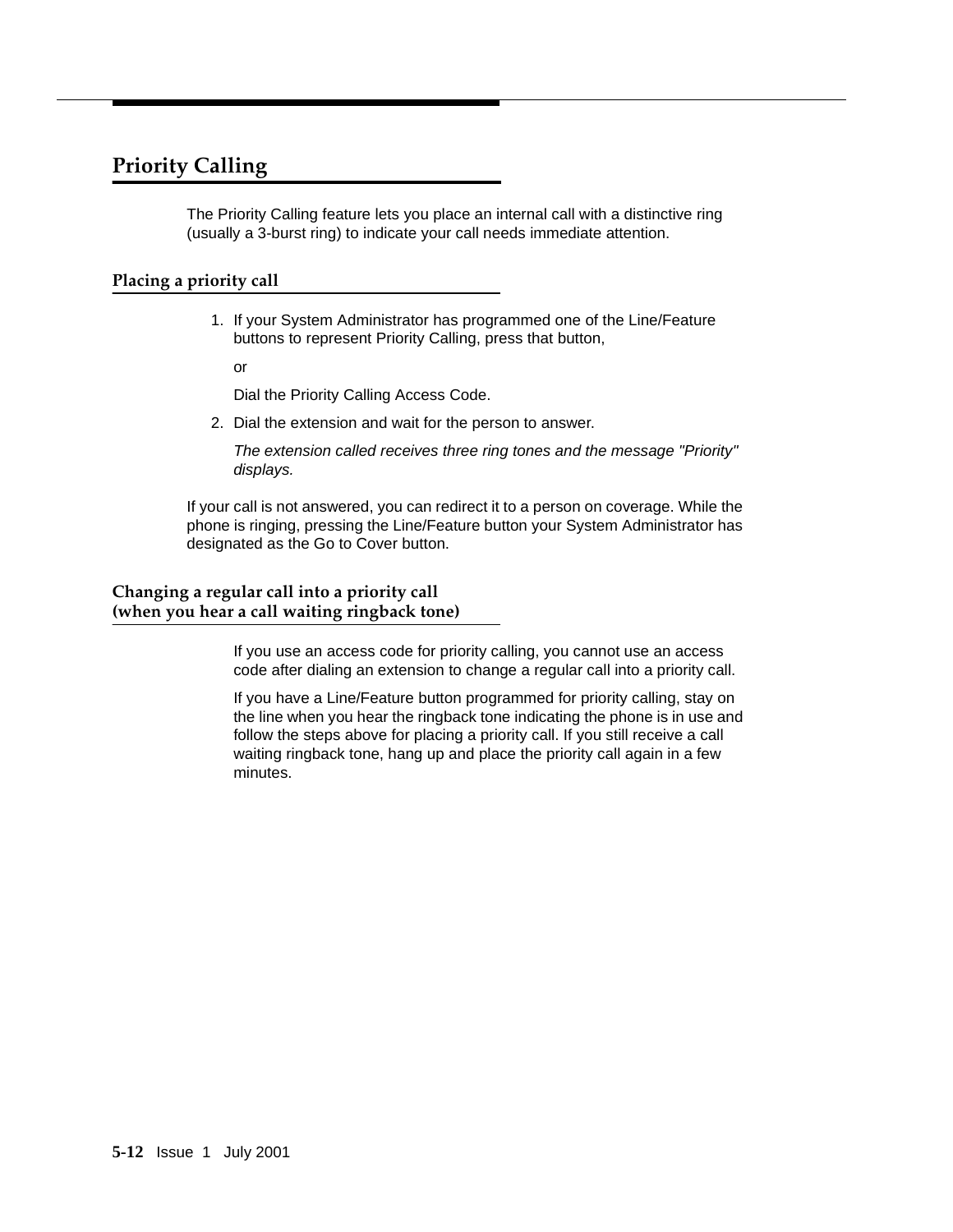## Priority Calling

The Priority Calling feature lets you place an internal call with a distinctive ring (usually a 3-burst ring) to indicate your call needs immediate attention.

### Placing a priority call

1. If your System Administrator has programmed one of the Line/Feature buttons to represent Priority Calling, press that button,

   or

   Dial the Priority Calling Access Code.

2. Dial the extension and wait for the person to answer.

   *The extension called receives three ring tones and the message "Priority" displays.*

If your call is not answered, you can redirect it to a person on coverage. While the phone is ringing, pressing the Line/Feature button your System Administrator has designated as the Go to Cover button.

### Changing a regular call into a priority call (when you hear a call waiting ringback tone)

If you use an access code for priority calling, you cannot use an access code after dialing an extension to change a regular call into a priority call.

If you have a Line/Feature button programmed for priority calling, stay on the line when you hear the ringback tone indicating the phone is in use and follow the steps above for placing a priority call. If you still receive a call waiting ringback tone, hang up and place the priority call again in a few minutes.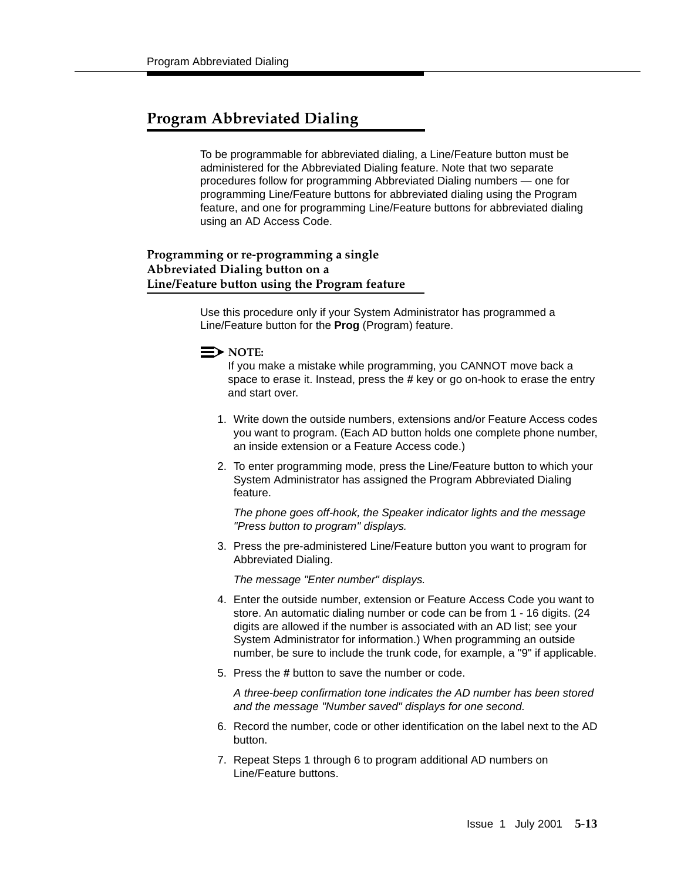## Program Abbreviated Dialing

To be programmable for abbreviated dialing, a Line/Feature button must be administered for the Abbreviated Dialing feature. Note that two separate procedures follow for programming Abbreviated Dialing numbers — one for programming Line/Feature buttons for abbreviated dialing using the Program feature, and one for programming Line/Feature buttons for abbreviated dialing using an AD Access Code.

### Programming or re-programming a single Abbreviated Dialing button on a Line/Feature button using the Program feature

Use this procedure only if your System Administrator has programmed a Line/Feature button for the **Prog** (Program) feature.

**NOTE:**
If you make a mistake while programming, you CANNOT move back a space to erase it. Instead, press the **#** key or go on-hook to erase the entry and start over.

1. Write down the outside numbers, extensions and/or Feature Access codes you want to program. (Each AD button holds one complete phone number, an inside extension or a Feature Access code.)
2. To enter programming mode, press the Line/Feature button to which your System Administrator has assigned the Program Abbreviated Dialing feature.

   *The phone goes off-hook, the Speaker indicator lights and the message "Press button to program" displays.*
3. Press the pre-administered Line/Feature button you want to program for Abbreviated Dialing.

   *The message "Enter number" displays.*
4. Enter the outside number, extension or Feature Access Code you want to store. An automatic dialing number or code can be from 1 - 16 digits. (24 digits are allowed if the number is associated with an AD list; see your System Administrator for information.) When programming an outside number, be sure to include the trunk code, for example, a "9" if applicable.
5. Press the **#** button to save the number or code.

   *A three-beep confirmation tone indicates the AD number has been stored and the message "Number saved" displays for one second.*
6. Record the number, code or other identification on the label next to the AD button.
7. Repeat Steps 1 through 6 to program additional AD numbers on Line/Feature buttons.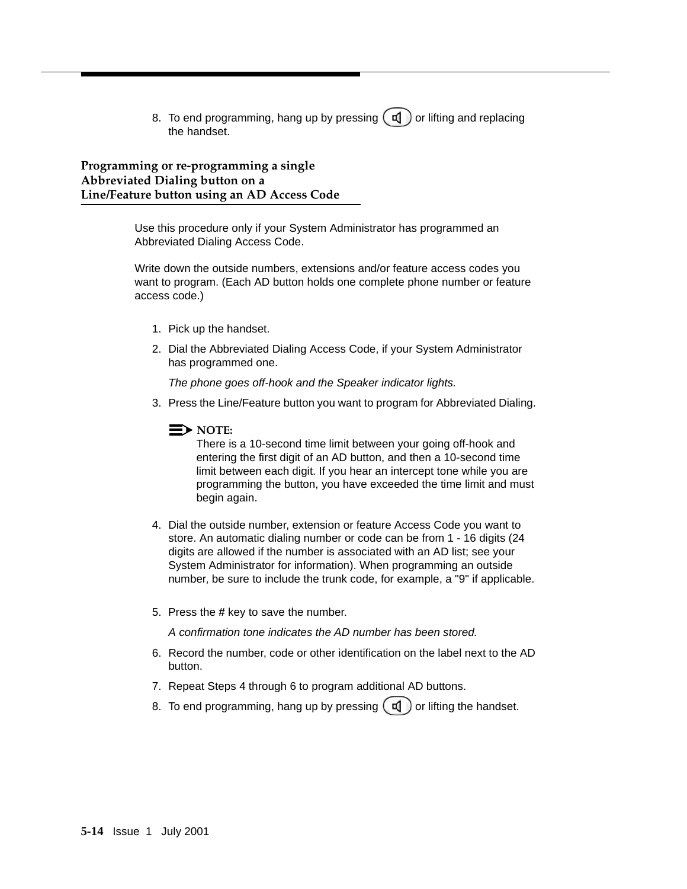8. To end programming, hang up by pressing (speaker) or lifting and replacing the handset.

## Programming or re-programming a single Abbreviated Dialing button on a Line/Feature button using an AD Access Code

Use this procedure only if your System Administrator has programmed an Abbreviated Dialing Access Code.

Write down the outside numbers, extensions and/or feature access codes you want to program. (Each AD button holds one complete phone number or feature access code.)

1. Pick up the handset.
2. Dial the Abbreviated Dialing Access Code, if your System Administrator has programmed one.

   *The phone goes off-hook and the Speaker indicator lights.*
3. Press the Line/Feature button you want to program for Abbreviated Dialing.

   **NOTE:**
   There is a 10-second time limit between your going off-hook and entering the first digit of an AD button, and then a 10-second time limit between each digit. If you hear an intercept tone while you are programming the button, you have exceeded the time limit and must begin again.
4. Dial the outside number, extension or feature Access Code you want to store. An automatic dialing number or code can be from 1 - 16 digits (24 digits are allowed if the number is associated with an AD list; see your System Administrator for information). When programming an outside number, be sure to include the trunk code, for example, a "9" if applicable.
5. Press the **#** key to save the number.

   *A confirmation tone indicates the AD number has been stored.*
6. Record the number, code or other identification on the label next to the AD button.
7. Repeat Steps 4 through 6 to program additional AD buttons.
8. To end programming, hang up by pressing (speaker) or lifting the handset.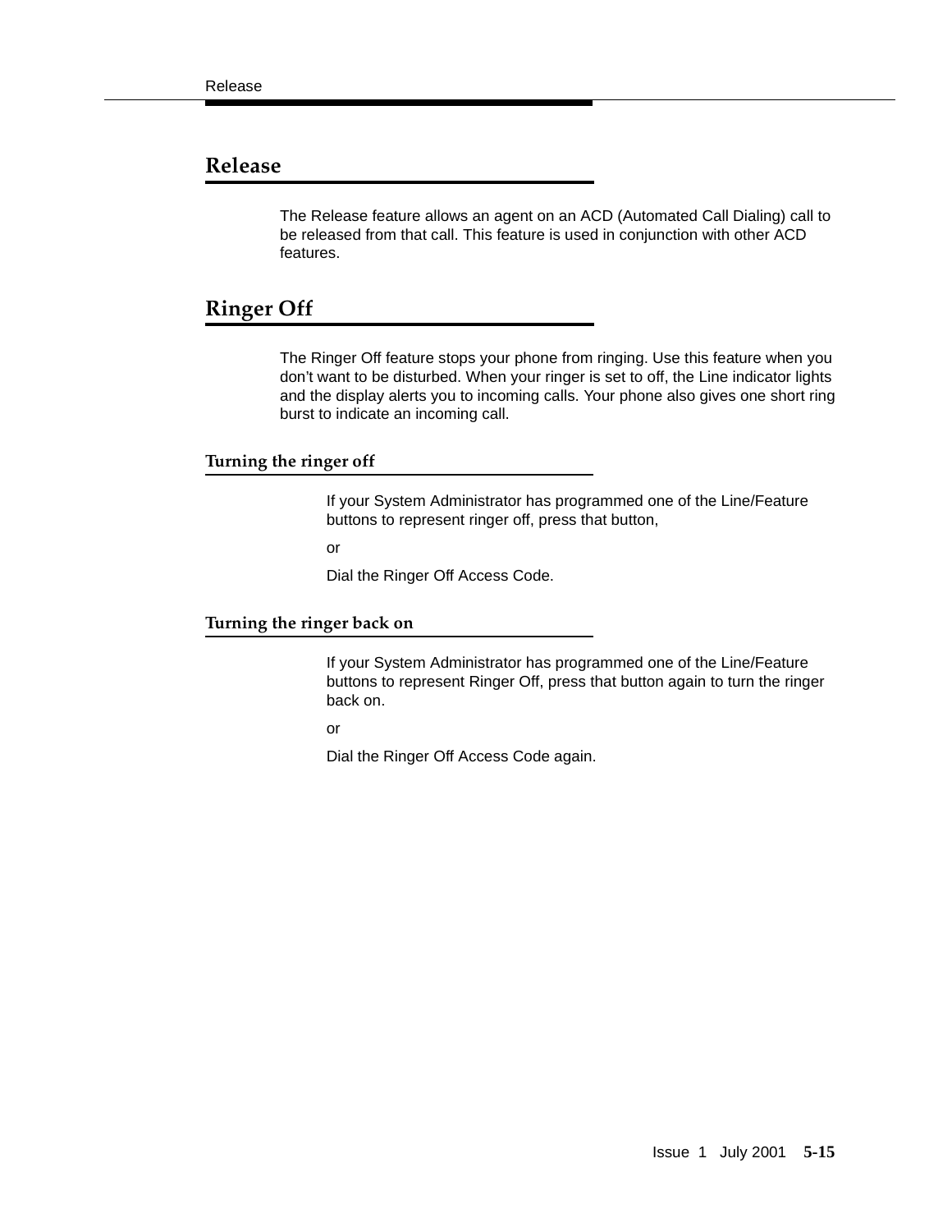## Release

The Release feature allows an agent on an ACD (Automated Call Dialing) call to be released from that call. This feature is used in conjunction with other ACD features.

## Ringer Off

The Ringer Off feature stops your phone from ringing. Use this feature when you don't want to be disturbed. When your ringer is set to off, the Line indicator lights and the display alerts you to incoming calls. Your phone also gives one short ring burst to indicate an incoming call.

### Turning the ringer off

If your System Administrator has programmed one of the Line/Feature buttons to represent ringer off, press that button,

or

Dial the Ringer Off Access Code.

### Turning the ringer back on

If your System Administrator has programmed one of the Line/Feature buttons to represent Ringer Off, press that button again to turn the ringer back on.

or

Dial the Ringer Off Access Code again.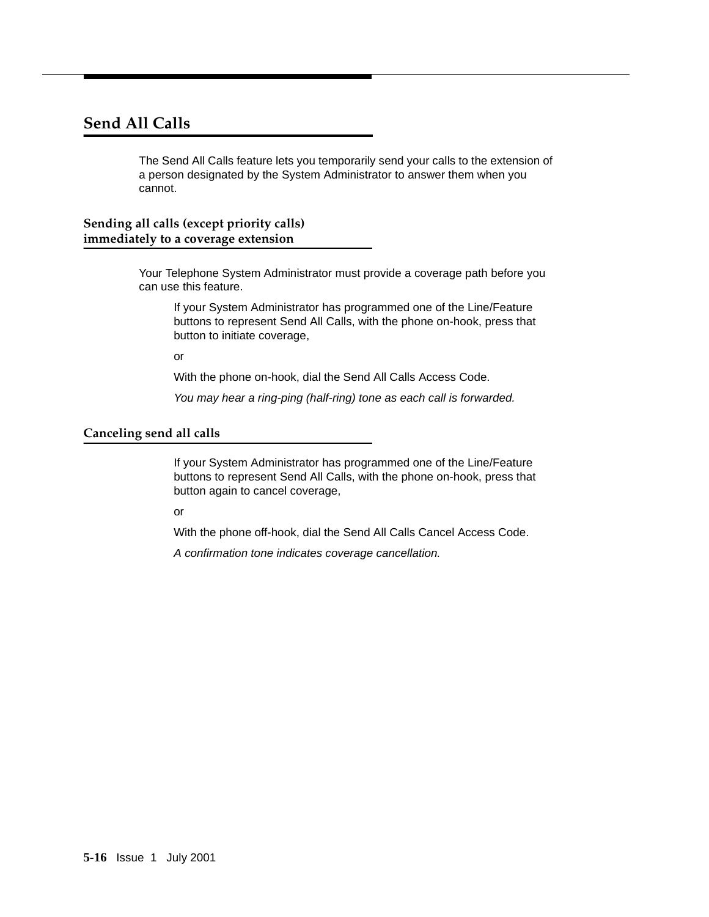## Send All Calls

The Send All Calls feature lets you temporarily send your calls to the extension of a person designated by the System Administrator to answer them when you cannot.

### Sending all calls (except priority calls) immediately to a coverage extension

Your Telephone System Administrator must provide a coverage path before you can use this feature.

If your System Administrator has programmed one of the Line/Feature buttons to represent Send All Calls, with the phone on-hook, press that button to initiate coverage,

or

With the phone on-hook, dial the Send All Calls Access Code.

*You may hear a ring-ping (half-ring) tone as each call is forwarded.*

### Canceling send all calls

If your System Administrator has programmed one of the Line/Feature buttons to represent Send All Calls, with the phone on-hook, press that button again to cancel coverage,

or

With the phone off-hook, dial the Send All Calls Cancel Access Code.

*A confirmation tone indicates coverage cancellation.*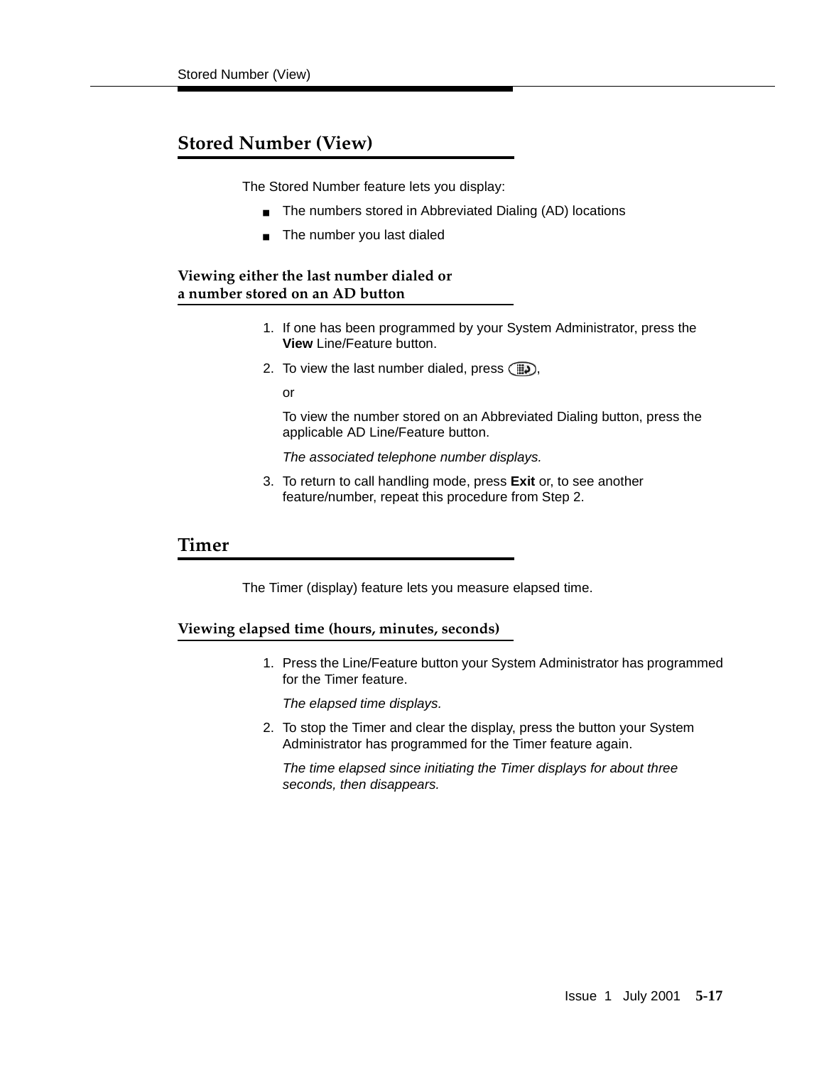## Stored Number (View)

The Stored Number feature lets you display:

- The numbers stored in Abbreviated Dialing (AD) locations
- The number you last dialed

### Viewing either the last number dialed or a number stored on an AD button

1. If one has been programmed by your System Administrator, press the **View** Line/Feature button.
2. To view the last number dialed, press ,

   or

   To view the number stored on an Abbreviated Dialing button, press the applicable AD Line/Feature button.

   *The associated telephone number displays.*
3. To return to call handling mode, press **Exit** or, to see another feature/number, repeat this procedure from Step 2.

## Timer

The Timer (display) feature lets you measure elapsed time.

### Viewing elapsed time (hours, minutes, seconds)

1. Press the Line/Feature button your System Administrator has programmed for the Timer feature.

   *The elapsed time displays.*
2. To stop the Timer and clear the display, press the button your System Administrator has programmed for the Timer feature again.

   *The time elapsed since initiating the Timer displays for about three seconds, then disappears.*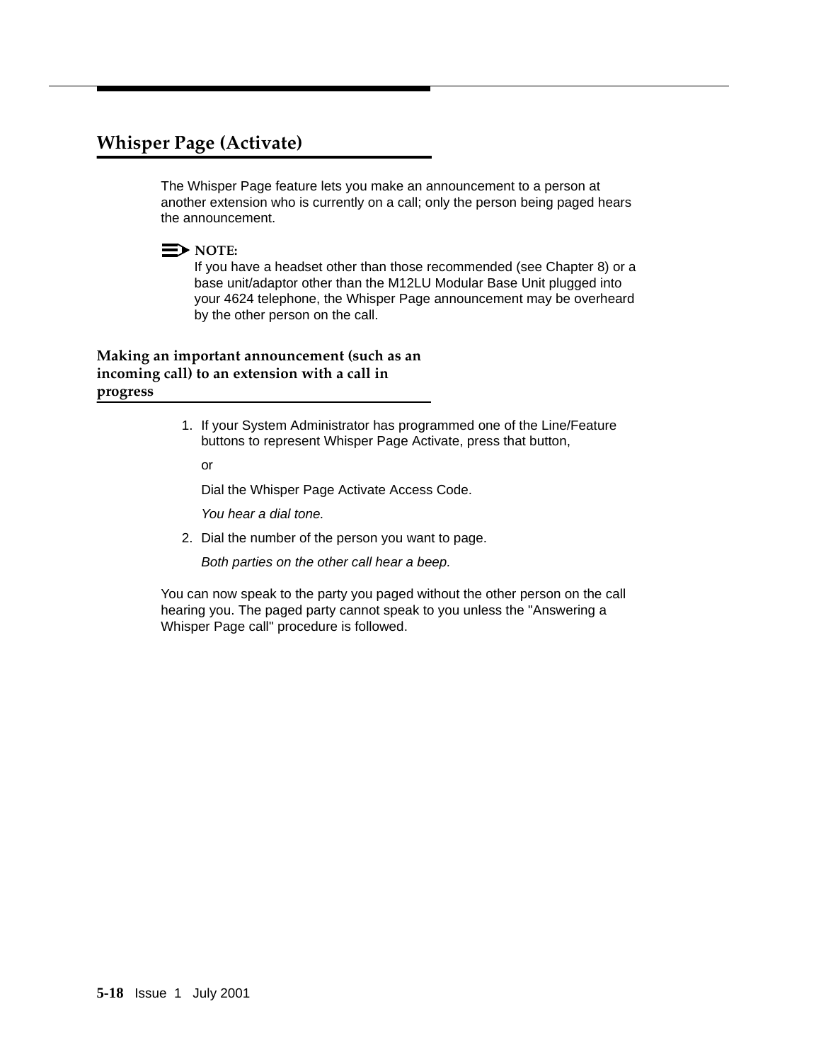## Whisper Page (Activate)

The Whisper Page feature lets you make an announcement to a person at another extension who is currently on a call; only the person being paged hears the announcement.

**NOTE:**
If you have a headset other than those recommended (see Chapter 8) or a base unit/adaptor other than the M12LU Modular Base Unit plugged into your 4624 telephone, the Whisper Page announcement may be overheard by the other person on the call.

### Making an important announcement (such as an incoming call) to an extension with a call in progress

1. If your System Administrator has programmed one of the Line/Feature buttons to represent Whisper Page Activate, press that button,

   or

   Dial the Whisper Page Activate Access Code.

   *You hear a dial tone.*

2. Dial the number of the person you want to page.

   *Both parties on the other call hear a beep.*

You can now speak to the party you paged without the other person on the call hearing you. The paged party cannot speak to you unless the "Answering a Whisper Page call" procedure is followed.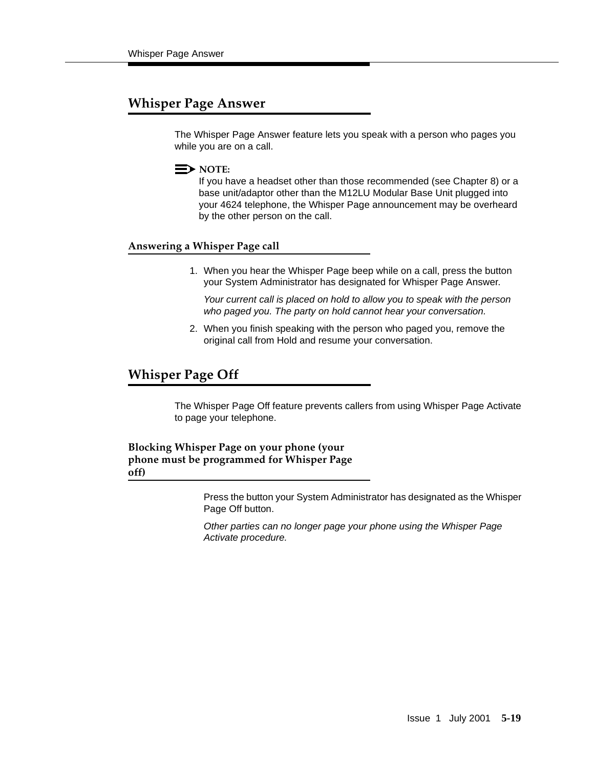## Whisper Page Answer

The Whisper Page Answer feature lets you speak with a person who pages you while you are on a call.

> **NOTE:**
> If you have a headset other than those recommended (see Chapter 8) or a base unit/adaptor other than the M12LU Modular Base Unit plugged into your 4624 telephone, the Whisper Page announcement may be overheard by the other person on the call.

### Answering a Whisper Page call

1. When you hear the Whisper Page beep while on a call, press the button your System Administrator has designated for Whisper Page Answer.

   *Your current call is placed on hold to allow you to speak with the person who paged you. The party on hold cannot hear your conversation.*

2. When you finish speaking with the person who paged you, remove the original call from Hold and resume your conversation.

## Whisper Page Off

The Whisper Page Off feature prevents callers from using Whisper Page Activate to page your telephone.

### Blocking Whisper Page on your phone (your phone must be programmed for Whisper Page off)

Press the button your System Administrator has designated as the Whisper Page Off button.

*Other parties can no longer page your phone using the Whisper Page Activate procedure.*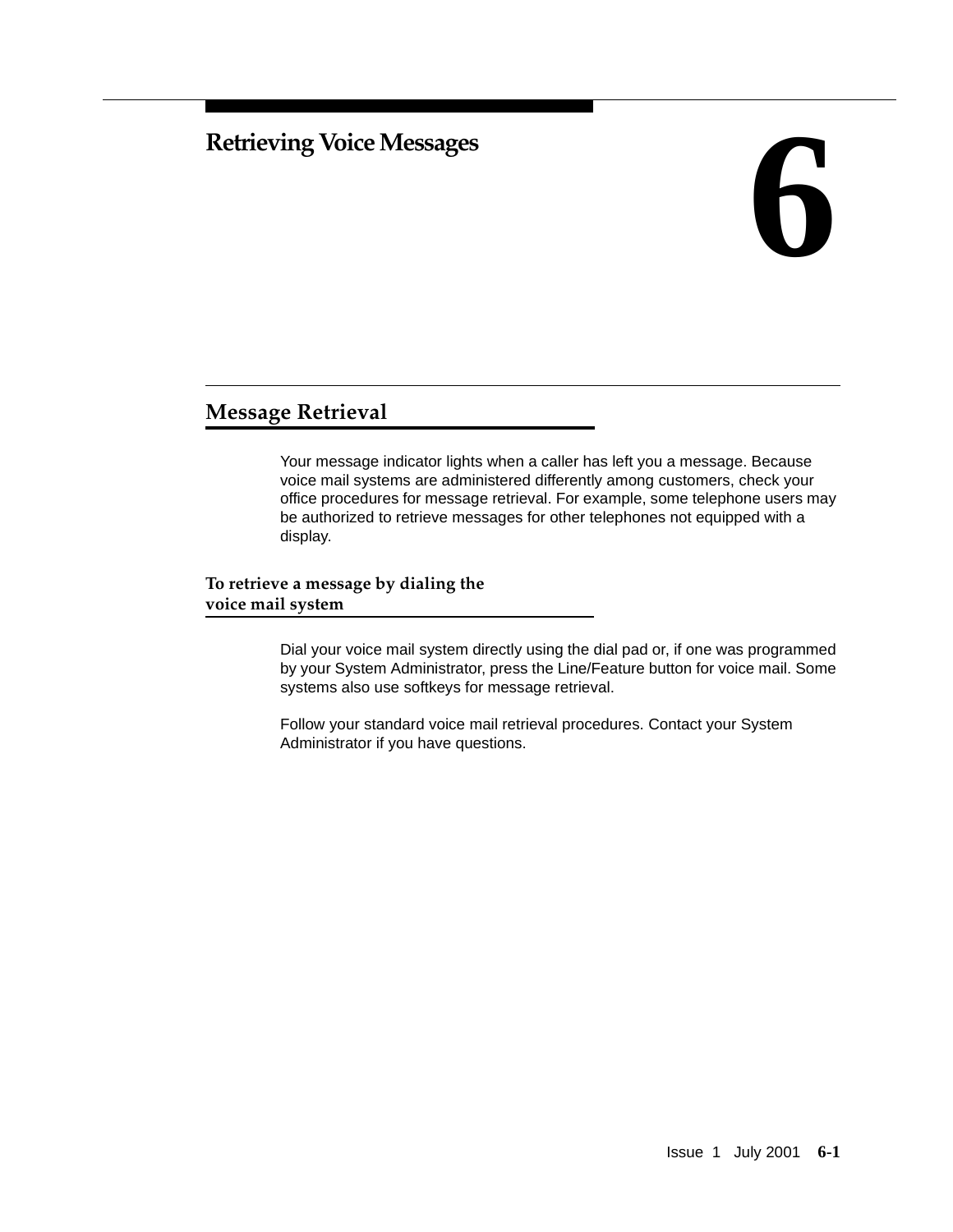# 6 Retrieving Voice Messages

## Message Retrieval

Your message indicator lights when a caller has left you a message. Because voice mail systems are administered differently among customers, check your office procedures for message retrieval. For example, some telephone users may be authorized to retrieve messages for other telephones not equipped with a display.

### To retrieve a message by dialing the voice mail system

Dial your voice mail system directly using the dial pad or, if one was programmed by your System Administrator, press the Line/Feature button for voice mail. Some systems also use softkeys for message retrieval.

Follow your standard voice mail retrieval procedures. Contact your System Administrator if you have questions.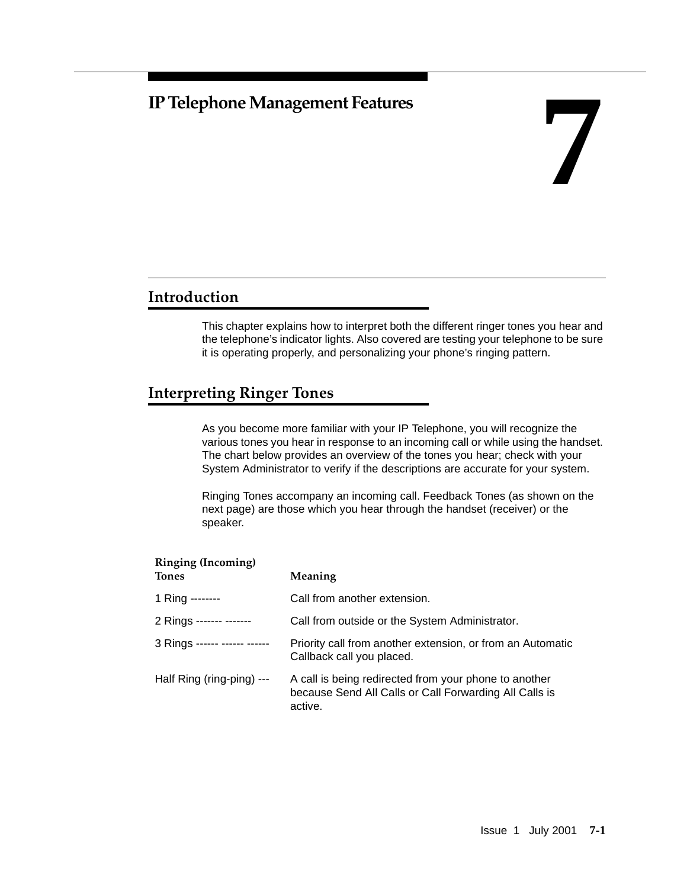# 7 IP Telephone Management Features

## Introduction

This chapter explains how to interpret both the different ringer tones you hear and the telephone's indicator lights. Also covered are testing your telephone to be sure it is operating properly, and personalizing your phone's ringing pattern.

## Interpreting Ringer Tones

As you become more familiar with your IP Telephone, you will recognize the various tones you hear in response to an incoming call or while using the handset. The chart below provides an overview of the tones you hear; check with your System Administrator to verify if the descriptions are accurate for your system.

Ringing Tones accompany an incoming call. Feedback Tones (as shown on the next page) are those which you hear through the handset (receiver) or the speaker.

| Ringing (Incoming) Tones | Meaning |
| --- | --- |
| 1 Ring -------- | Call from another extension. |
| 2 Rings ------- ------- | Call from outside or the System Administrator. |
| 3 Rings ------ ------ ------ | Priority call from another extension, or from an Automatic Callback call you placed. |
| Half Ring (ring-ping) --- | A call is being redirected from your phone to another because Send All Calls or Call Forwarding All Calls is active. |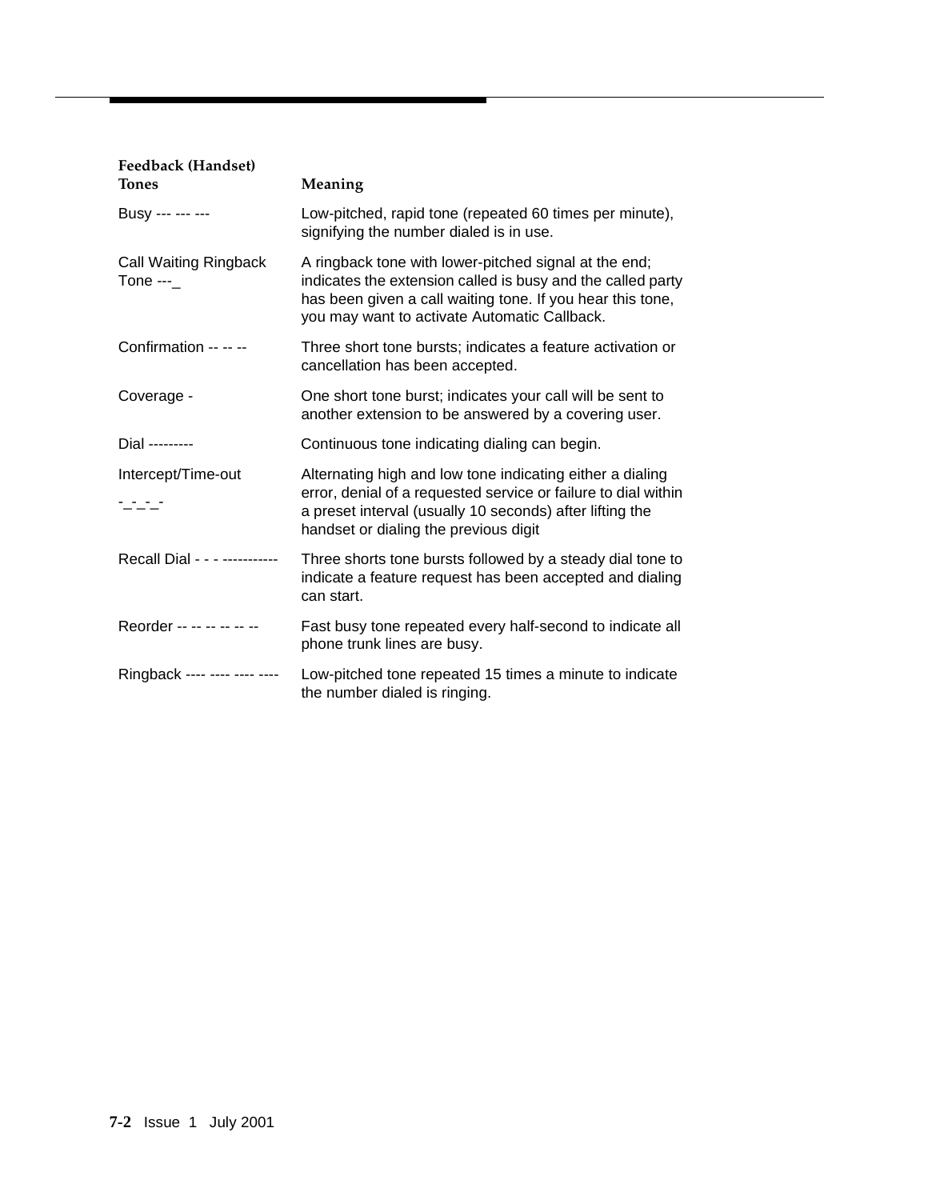| Feedback (Handset) Tones | Meaning |
| --- | --- |
| Busy --- --- --- | Low-pitched, rapid tone (repeated 60 times per minute), signifying the number dialed is in use. |
| Call Waiting Ringback Tone ---_ | A ringback tone with lower-pitched signal at the end; indicates the extension called is busy and the called party has been given a call waiting tone. If you hear this tone, you may want to activate Automatic Callback. |
| Confirmation -- -- -- | Three short tone bursts; indicates a feature activation or cancellation has been accepted. |
| Coverage - | One short tone burst; indicates your call will be sent to another extension to be answered by a covering user. |
| Dial --------- | Continuous tone indicating dialing can begin. |
| Intercept/Time-out -_-_-_- | Alternating high and low tone indicating either a dialing error, denial of a requested service or failure to dial within a preset interval (usually 10 seconds) after lifting the handset or dialing the previous digit |
| Recall Dial - - - ----------- | Three shorts tone bursts followed by a steady dial tone to indicate a feature request has been accepted and dialing can start. |
| Reorder -- -- -- -- -- -- | Fast busy tone repeated every half-second to indicate all phone trunk lines are busy. |
| Ringback ---- ---- ---- ---- | Low-pitched tone repeated 15 times a minute to indicate the number dialed is ringing. |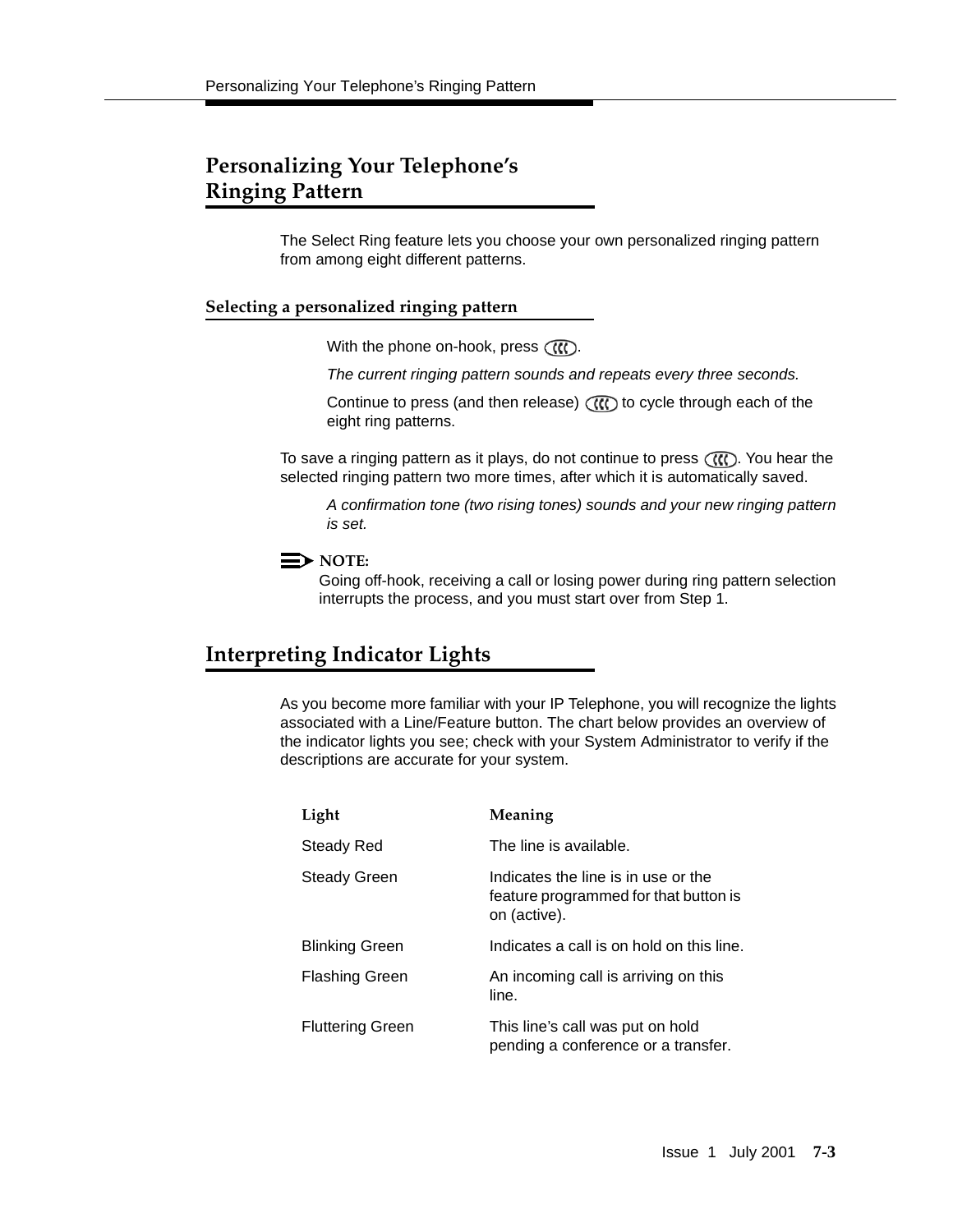# Personalizing Your Telephone's Ringing Pattern

The Select Ring feature lets you choose your own personalized ringing pattern from among eight different patterns.

## Selecting a personalized ringing pattern

With the phone on-hook, press ((( .

*The current ringing pattern sounds and repeats every three seconds.*

Continue to press (and then release) ((( to cycle through each of the eight ring patterns.

To save a ringing pattern as it plays, do not continue to press (((. You hear the selected ringing pattern two more times, after which it is automatically saved.

*A confirmation tone (two rising tones) sounds and your new ringing pattern is set.*

**NOTE:**
Going off-hook, receiving a call or losing power during ring pattern selection interrupts the process, and you must start over from Step 1.

# Interpreting Indicator Lights

As you become more familiar with your IP Telephone, you will recognize the lights associated with a Line/Feature button. The chart below provides an overview of the indicator lights you see; check with your System Administrator to verify if the descriptions are accurate for your system.

| Light | Meaning |
|---|---|
| Steady Red | The line is available. |
| Steady Green | Indicates the line is in use or the feature programmed for that button is on (active). |
| Blinking Green | Indicates a call is on hold on this line. |
| Flashing Green | An incoming call is arriving on this line. |
| Fluttering Green | This line's call was put on hold pending a conference or a transfer. |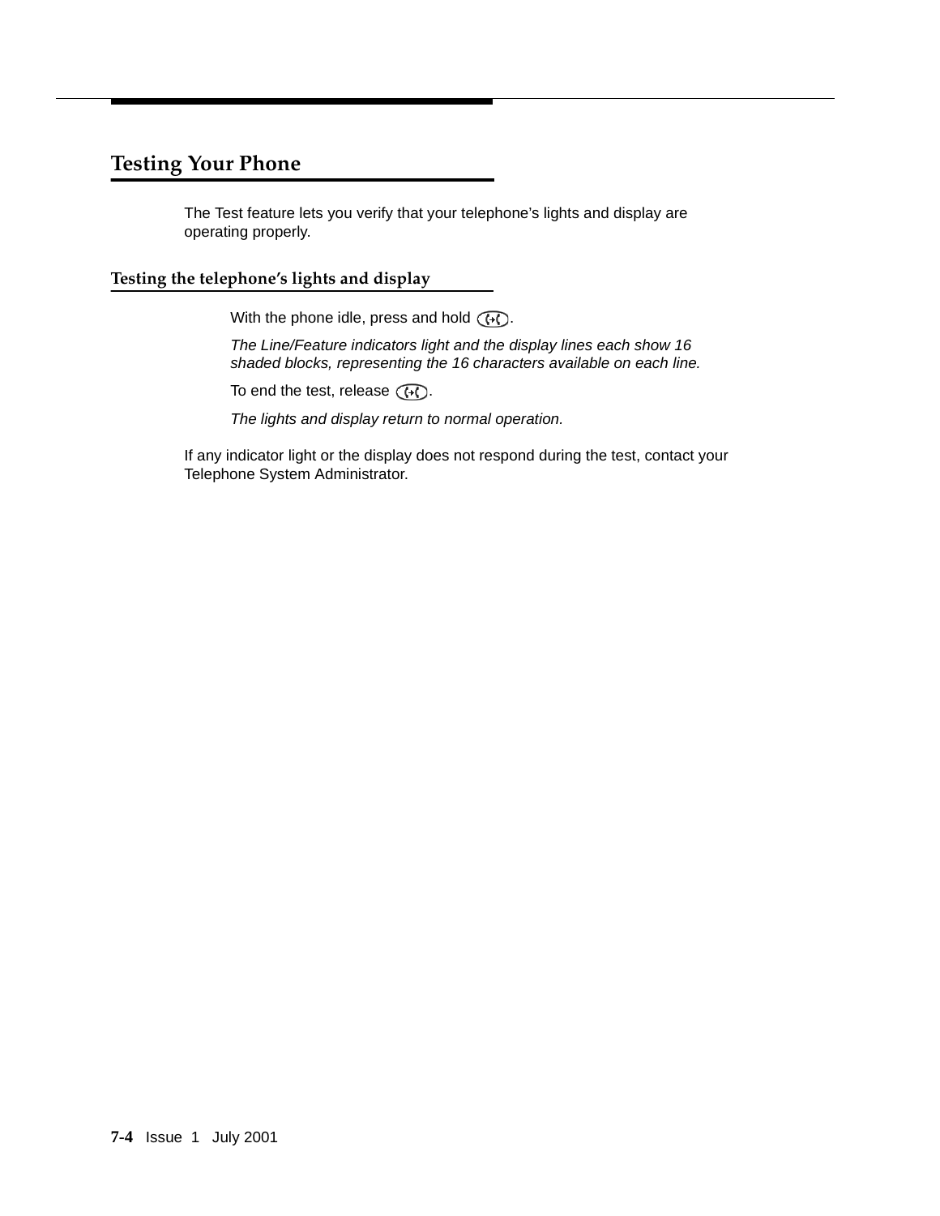# Testing Your Phone

The Test feature lets you verify that your telephone's lights and display are operating properly.

## Testing the telephone's lights and display

With the phone idle, press and hold (⇔).

*The Line/Feature indicators light and the display lines each show 16 shaded blocks, representing the 16 characters available on each line.*

To end the test, release (⇔).

*The lights and display return to normal operation.*

If any indicator light or the display does not respond during the test, contact your Telephone System Administrator.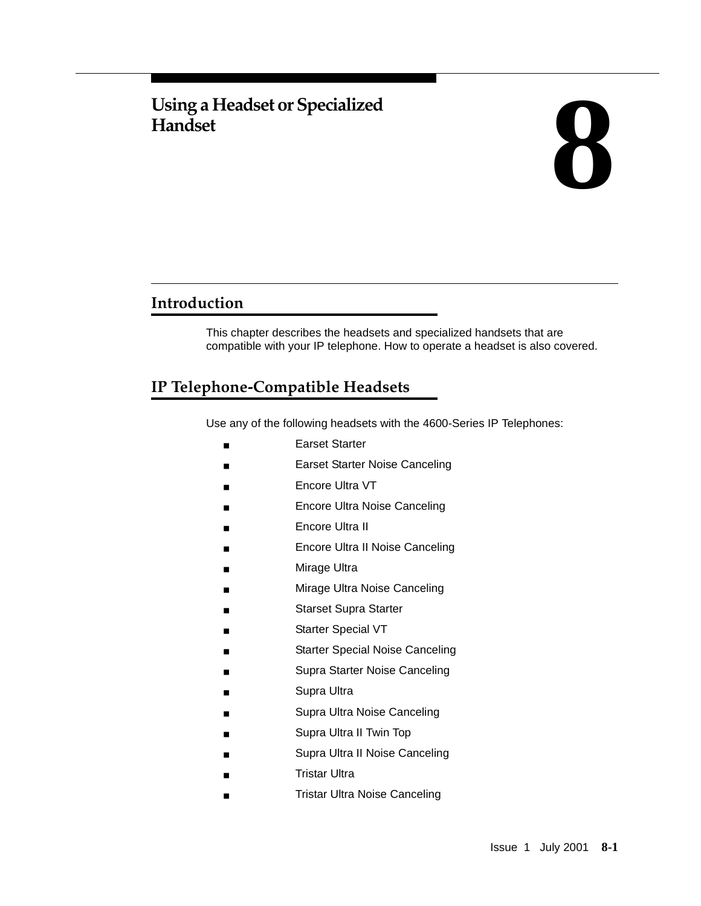# 8 Using a Headset or Specialized Handset

## Introduction

This chapter describes the headsets and specialized handsets that are compatible with your IP telephone. How to operate a headset is also covered.

## IP Telephone-Compatible Headsets

Use any of the following headsets with the 4600-Series IP Telephones:

- Earset Starter
- Earset Starter Noise Canceling
- Encore Ultra VT
- Encore Ultra Noise Canceling
- Encore Ultra II
- Encore Ultra II Noise Canceling
- Mirage Ultra
- Mirage Ultra Noise Canceling
- Starset Supra Starter
- Starter Special VT
- Starter Special Noise Canceling
- Supra Starter Noise Canceling
- Supra Ultra
- Supra Ultra Noise Canceling
- Supra Ultra II Twin Top
- Supra Ultra II Noise Canceling
- Tristar Ultra
- Tristar Ultra Noise Canceling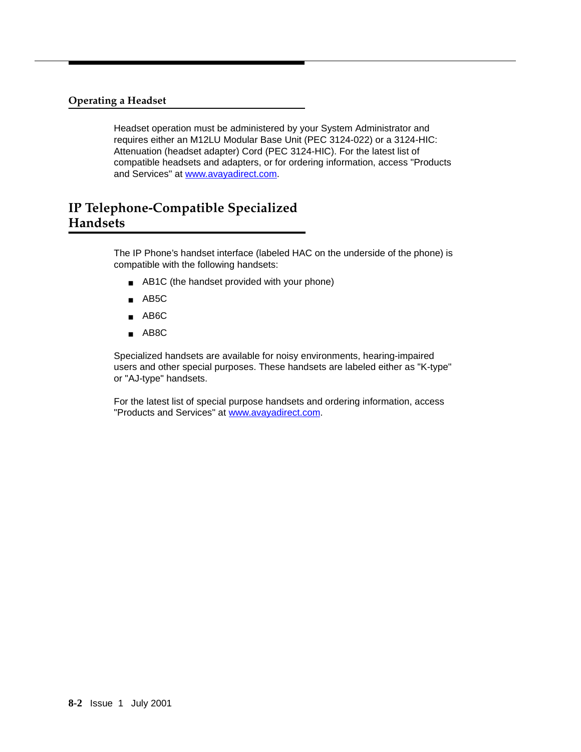### Operating a Headset

Headset operation must be administered by your System Administrator and requires either an M12LU Modular Base Unit (PEC 3124-022) or a 3124-HIC: Attenuation (headset adapter) Cord (PEC 3124-HIC). For the latest list of compatible headsets and adapters, or for ordering information, access "Products and Services" at www.avayadirect.com.

## IP Telephone-Compatible Specialized Handsets

The IP Phone's handset interface (labeled HAC on the underside of the phone) is compatible with the following handsets:

- AB1C (the handset provided with your phone)
- AB5C
- AB6C
- AB8C

Specialized handsets are available for noisy environments, hearing-impaired users and other special purposes. These handsets are labeled either as "K-type" or "AJ-type" handsets.

For the latest list of special purpose handsets and ordering information, access "Products and Services" at www.avayadirect.com.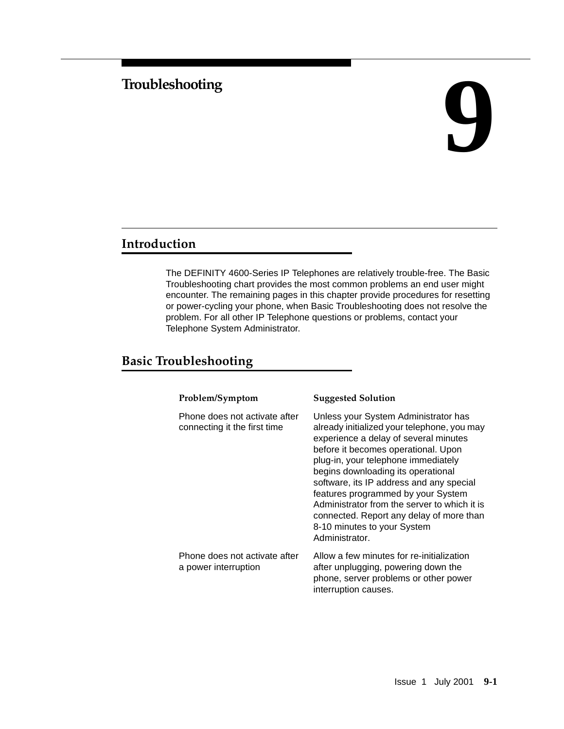# 9 Troubleshooting

## Introduction

The DEFINITY 4600-Series IP Telephones are relatively trouble-free. The Basic Troubleshooting chart provides the most common problems an end user might encounter. The remaining pages in this chapter provide procedures for resetting or power-cycling your phone, when Basic Troubleshooting does not resolve the problem. For all other IP Telephone questions or problems, contact your Telephone System Administrator.

## Basic Troubleshooting

| Problem/Symptom | Suggested Solution |
|---|---|
| Phone does not activate after connecting it the first time | Unless your System Administrator has already initialized your telephone, you may experience a delay of several minutes before it becomes operational. Upon plug-in, your telephone immediately begins downloading its operational software, its IP address and any special features programmed by your System Administrator from the server to which it is connected. Report any delay of more than 8-10 minutes to your System Administrator. |
| Phone does not activate after a power interruption | Allow a few minutes for re-initialization after unplugging, powering down the phone, server problems or other power interruption causes. |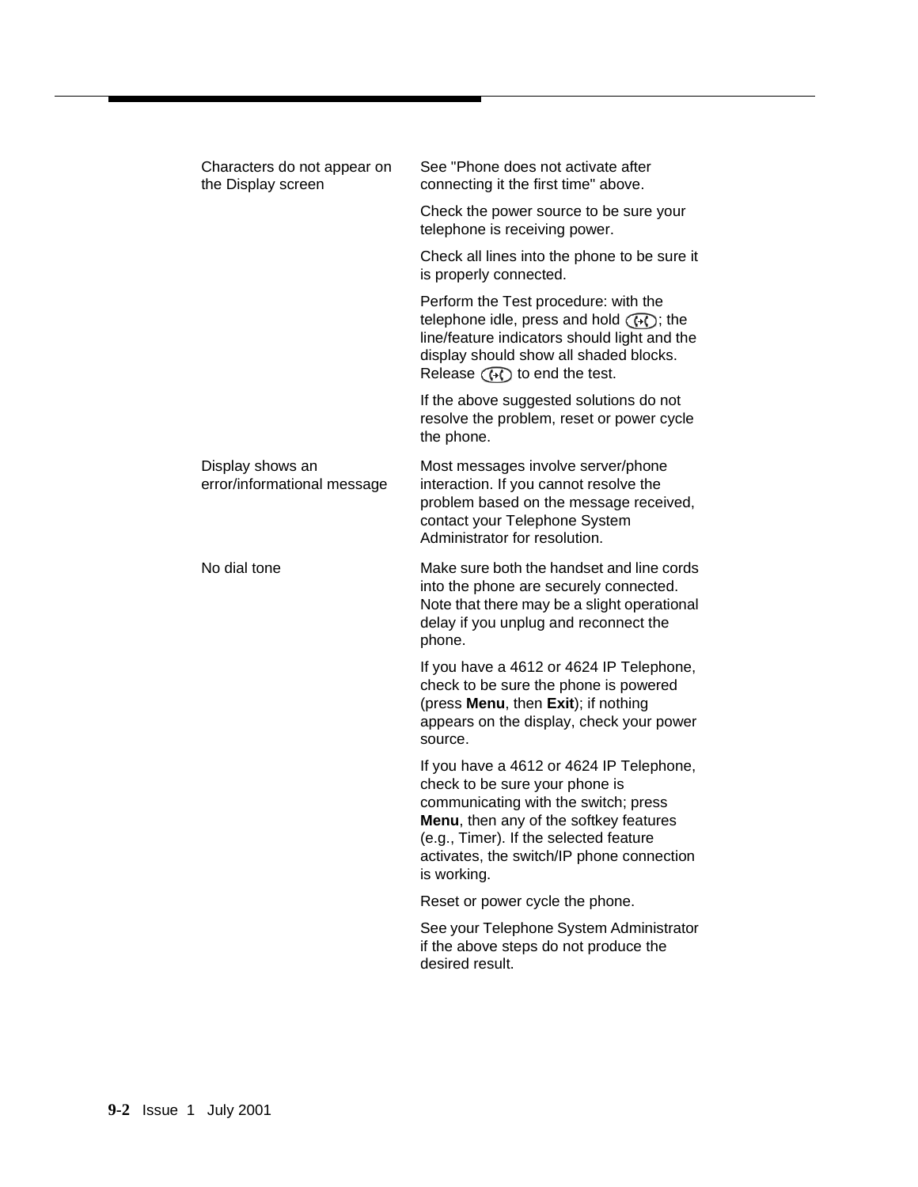| | |
|---|---|
| Characters do not appear on the Display screen | See "Phone does not activate after connecting it the first time" above.<br><br>Check the power source to be sure your telephone is receiving power.<br><br>Check all lines into the phone to be sure it is properly connected.<br><br>Perform the Test procedure: with the telephone idle, press and hold (Test button); the line/feature indicators should light and the display should show all shaded blocks. Release (Test button) to end the test.<br><br>If the above suggested solutions do not resolve the problem, reset or power cycle the phone. |
| Display shows an error/informational message | Most messages involve server/phone interaction. If you cannot resolve the problem based on the message received, contact your Telephone System Administrator for resolution. |
| No dial tone | Make sure both the handset and line cords into the phone are securely connected. Note that there may be a slight operational delay if you unplug and reconnect the phone.<br><br>If you have a 4612 or 4624 IP Telephone, check to be sure the phone is powered (press **Menu**, then **Exit**); if nothing appears on the display, check your power source.<br><br>If you have a 4612 or 4624 IP Telephone, check to be sure your phone is communicating with the switch; press **Menu**, then any of the softkey features (e.g., Timer). If the selected feature activates, the switch/IP phone connection is working.<br><br>Reset or power cycle the phone.<br><br>See your Telephone System Administrator if the above steps do not produce the desired result. |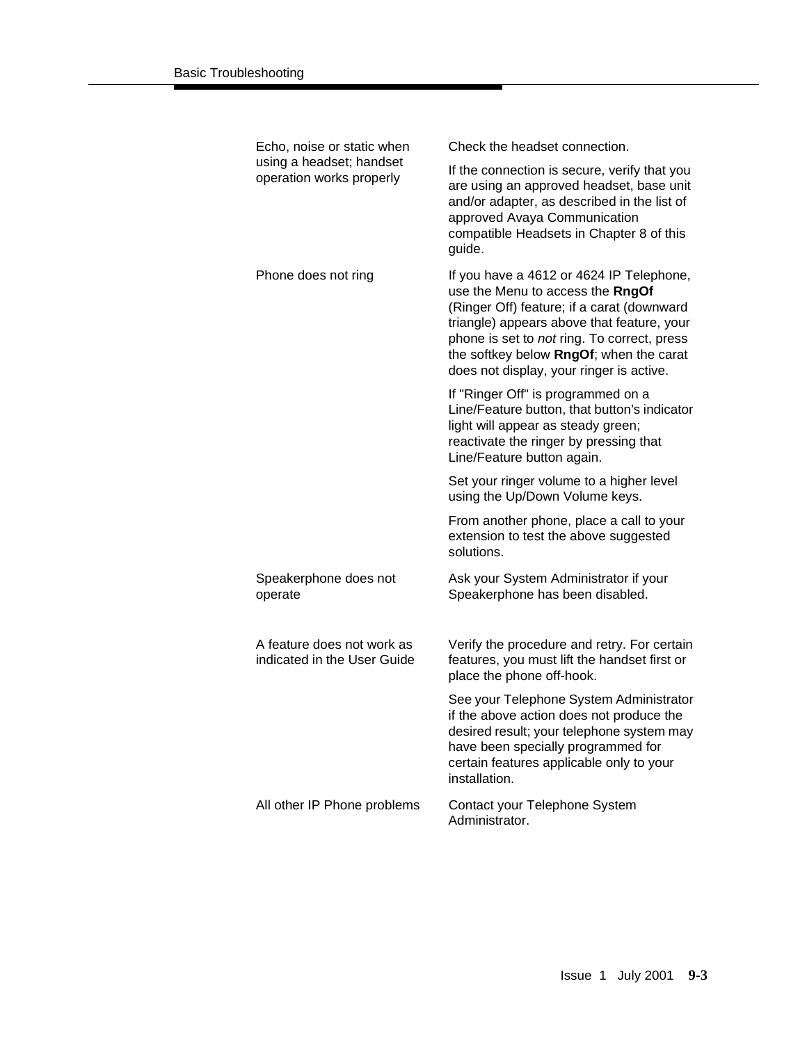| Problem | Solution |
| --- | --- |
| Echo, noise or static when using a headset; handset operation works properly | Check the headset connection.<br><br>If the connection is secure, verify that you are using an approved headset, base unit and/or adapter, as described in the list of approved Avaya Communication compatible Headsets in Chapter 8 of this guide. |
| Phone does not ring | If you have a 4612 or 4624 IP Telephone, use the Menu to access the **RngOf** (Ringer Off) feature; if a carat (downward triangle) appears above that feature, your phone is set to *not* ring. To correct, press the softkey below **RngOf**; when the carat does not display, your ringer is active.<br><br>If "Ringer Off" is programmed on a Line/Feature button, that button's indicator light will appear as steady green; reactivate the ringer by pressing that Line/Feature button again.<br><br>Set your ringer volume to a higher level using the Up/Down Volume keys.<br><br>From another phone, place a call to your extension to test the above suggested solutions. |
| Speakerphone does not operate | Ask your System Administrator if your Speakerphone has been disabled. |
| A feature does not work as indicated in the User Guide | Verify the procedure and retry. For certain features, you must lift the handset first or place the phone off-hook.<br><br>See your Telephone System Administrator if the above action does not produce the desired result; your telephone system may have been specially programmed for certain features applicable only to your installation. |
| All other IP Phone problems | Contact your Telephone System Administrator. |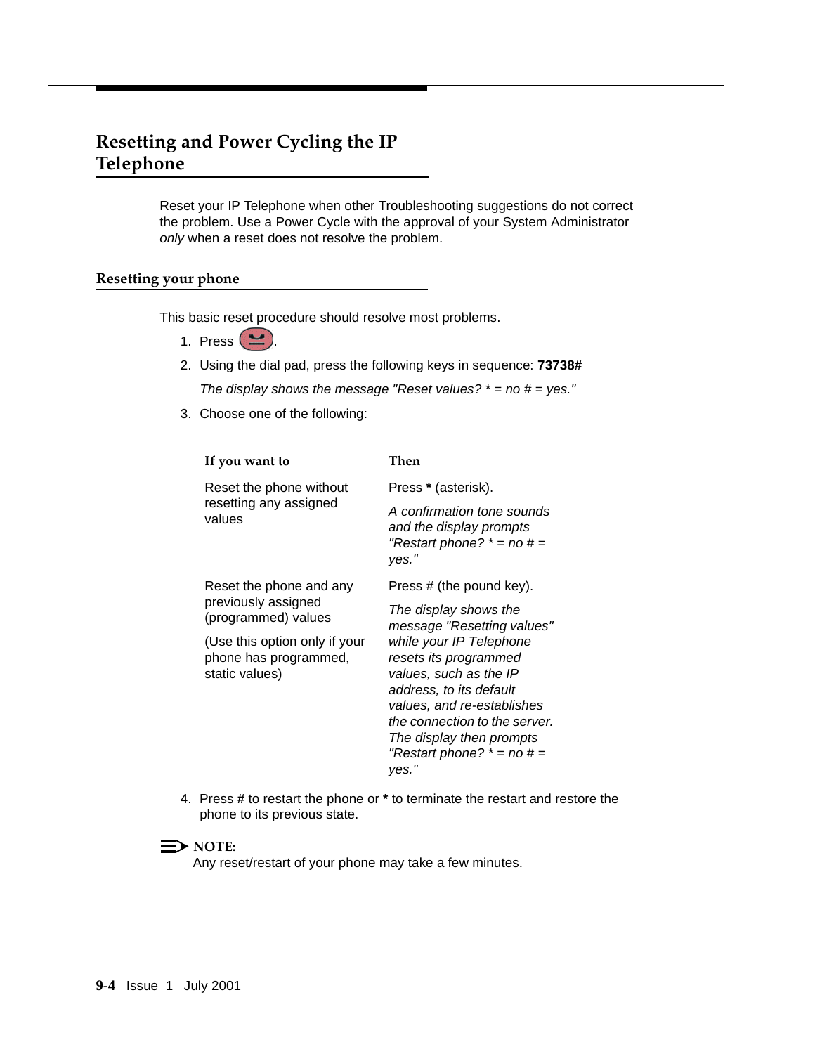# Resetting and Power Cycling the IP Telephone

Reset your IP Telephone when other Troubleshooting suggestions do not correct the problem. Use a Power Cycle with the approval of your System Administrator *only* when a reset does not resolve the problem.

## Resetting your phone

This basic reset procedure should resolve most problems.

1. Press .
2. Using the dial pad, press the following keys in sequence: **73738#**

   *The display shows the message "Reset values? * = no # = yes."*

3. Choose one of the following:

| If you want to | Then |
|---|---|
| Reset the phone without resetting any assigned values | Press **\*** (asterisk).<br>*A confirmation tone sounds and the display prompts "Restart phone? * = no # = yes."* |
| Reset the phone and any previously assigned (programmed) values<br>(Use this option only if your phone has programmed, static values) | Press # (the pound key).<br>*The display shows the message "Resetting values" while your IP Telephone resets its programmed values, such as the IP address, to its default values, and re-establishes the connection to the server. The display then prompts "Restart phone? * = no # = yes."* |

4. Press **#** to restart the phone or **\*** to terminate the restart and restore the phone to its previous state.

**NOTE:**
Any reset/restart of your phone may take a few minutes.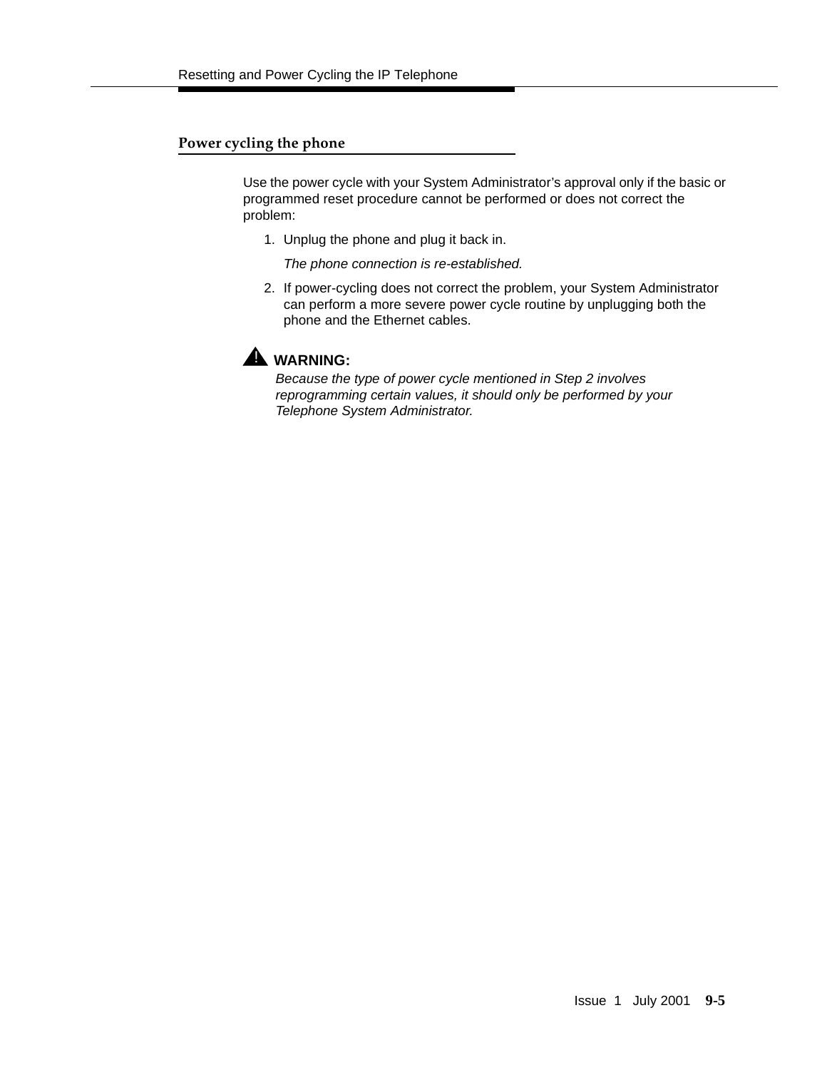## Power cycling the phone

Use the power cycle with your System Administrator's approval only if the basic or programmed reset procedure cannot be performed or does not correct the problem:

1. Unplug the phone and plug it back in.

   *The phone connection is re-established.*

2. If power-cycling does not correct the problem, your System Administrator can perform a more severe power cycle routine by unplugging both the phone and the Ethernet cables.

**WARNING:**

*Because the type of power cycle mentioned in Step 2 involves reprogramming certain values, it should only be performed by your Telephone System Administrator.*